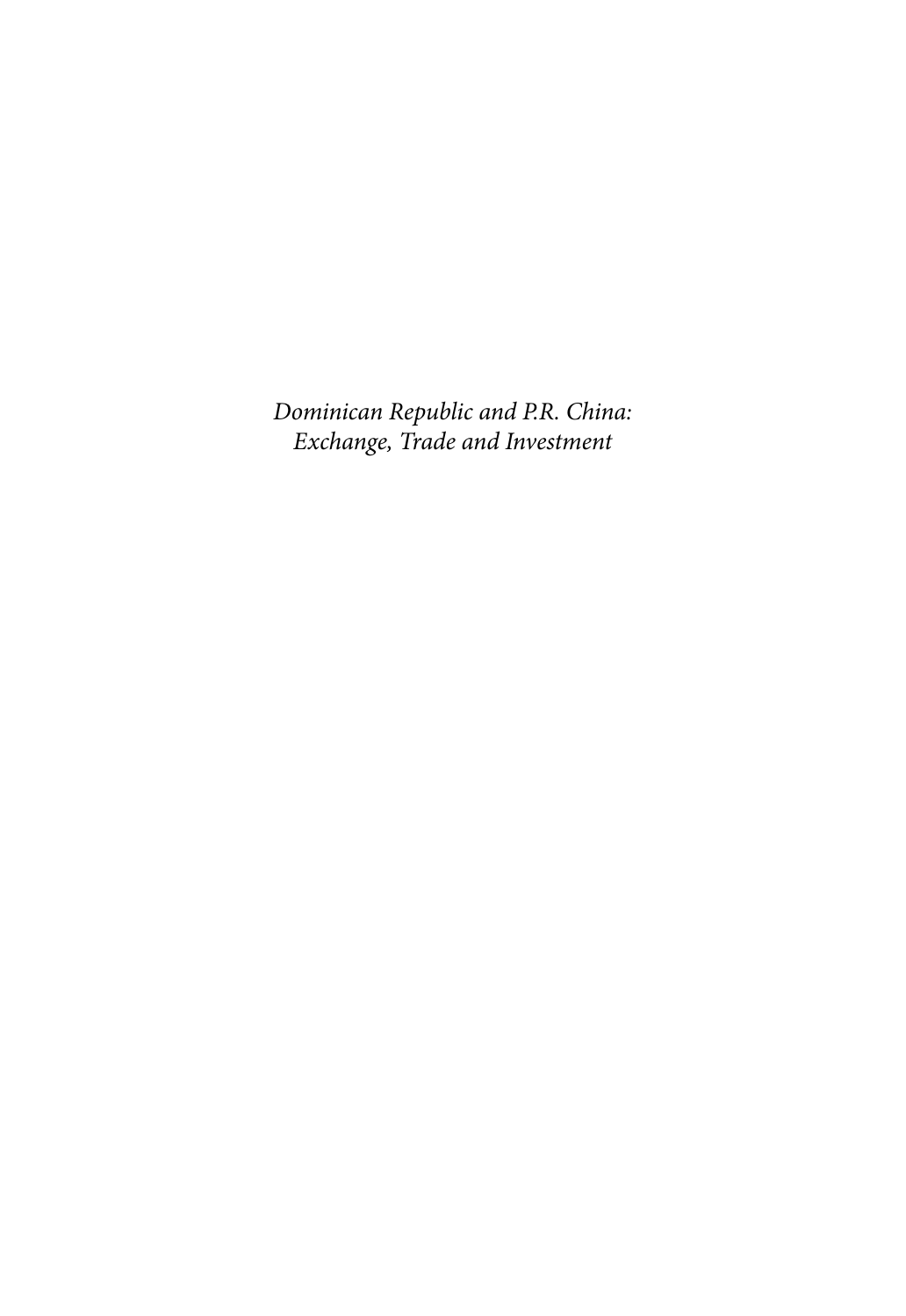*Dominican Republic and P.R. China: Exchange, Trade and Investment*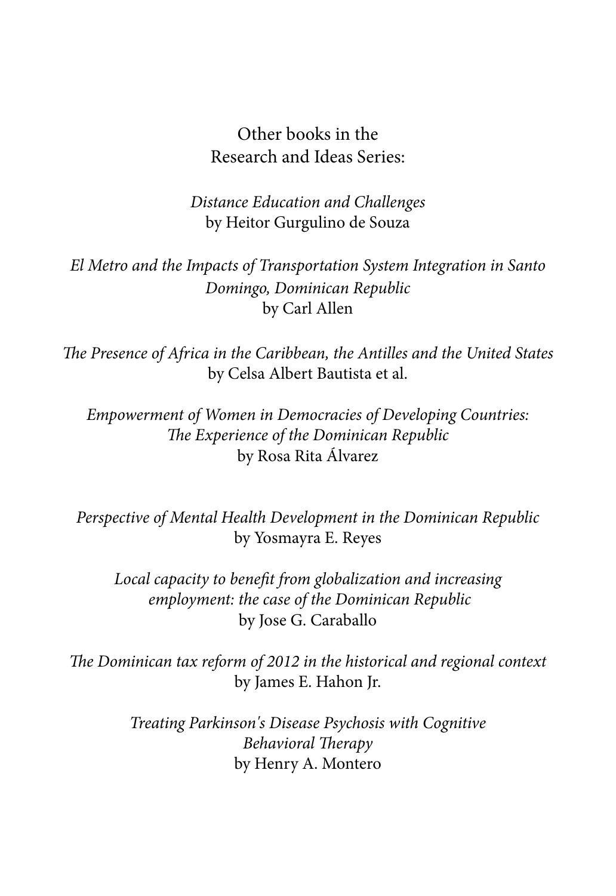Other books in the
Research and Ideas Series:

*Distance Education and Challenges*
by Heitor Gurgulino de Souza

*El Metro and the Impacts of Transportation System Integration in Santo Domingo, Dominican Republic*
by Carl Allen

*The Presence of Africa in the Caribbean, the Antilles and the United States*
by Celsa Albert Bautista et al.

*Empowerment of Women in Democracies of Developing Countries: The Experience of the Dominican Republic*
by Rosa Rita Álvarez

*Perspective of Mental Health Development in the Dominican Republic*
by Yosmayra E. Reyes

*Local capacity to benefit from globalization and increasing employment: the case of the Dominican Republic*
by Jose G. Caraballo

*The Dominican tax reform of 2012 in the historical and regional context*
by James E. Hahon Jr.

*Treating Parkinson's Disease Psychosis with Cognitive Behavioral Therapy*
by Henry A. Montero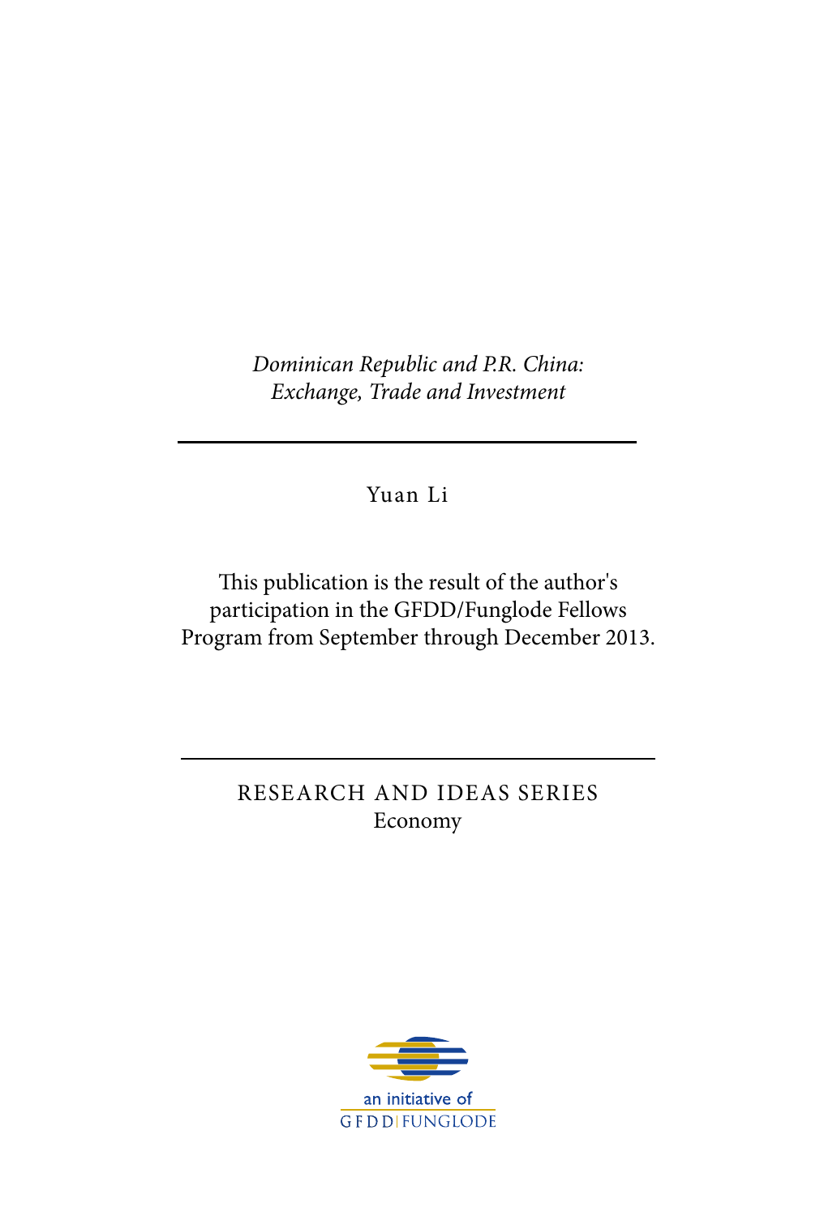*Dominican Republic and P.R. China:*
*Exchange, Trade and Investment*

---

Yuan Li

This publication is the result of the author's participation in the GFDD/Funglode Fellows Program from September through December 2013.

---

RESEARCH AND IDEAS SERIES
Economy

an initiative of
GFDD | FUNGLODE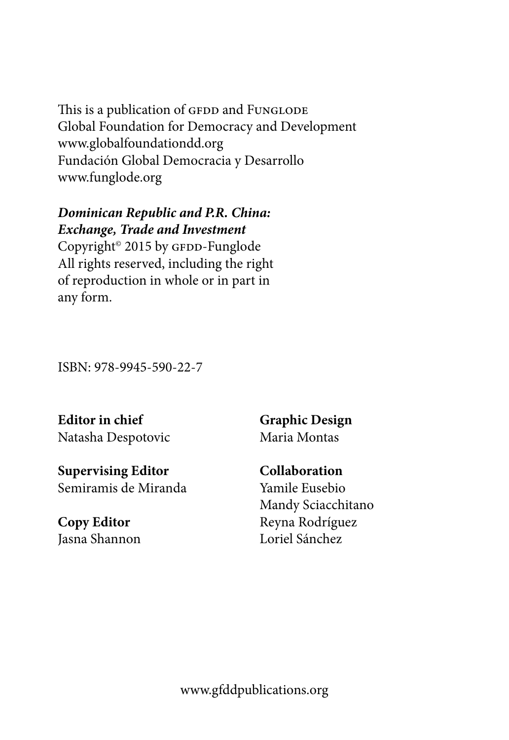This is a publication of GFDD and FUNGLODE
Global Foundation for Democracy and Development
www.globalfoundationdd.org
Fundación Global Democracia y Desarrollo
www.funglode.org

***Dominican Republic and P.R. China: Exchange, Trade and Investment***
Copyright© 2015 by GFDD-Funglode
All rights reserved, including the right of reproduction in whole or in part in any form.

ISBN: 978-9945-590-22-7

**Editor in chief**
Natasha Despotovic

**Supervising Editor**
Semiramis de Miranda

**Copy Editor**
Jasna Shannon

**Graphic Design**
Maria Montas

**Collaboration**
Yamile Eusebio
Mandy Sciacchitano
Reyna Rodríguez
Loriel Sánchez

www.gfddpublications.org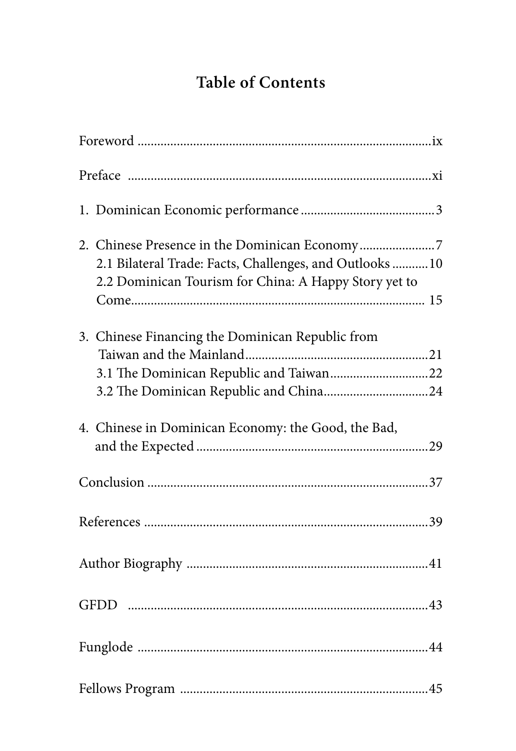# Table of Contents

Foreword ........................................................................................ix

Preface .........................................................................................xi

1. Dominican Economic performance ........................................3

2. Chinese Presence in the Dominican Economy......................7
   - 2.1 Bilateral Trade: Facts, Challenges, and Outlooks ..........10
   - 2.2 Dominican Tourism for China: A Happy Story yet to Come........................................................................ 15

3. Chinese Financing the Dominican Republic from Taiwan and the Mainland......................................................21
   - 3.1 The Dominican Republic and Taiwan.............................22
   - 3.2 The Dominican Republic and China...............................24

4. Chinese in Dominican Economy: the Good, the Bad, and the Expected.....................................................................29

Conclusion ....................................................................................37

References .....................................................................................39

Author Biography .........................................................................41

GFDD ...........................................................................................43

Funglode .......................................................................................44

Fellows Program ...........................................................................45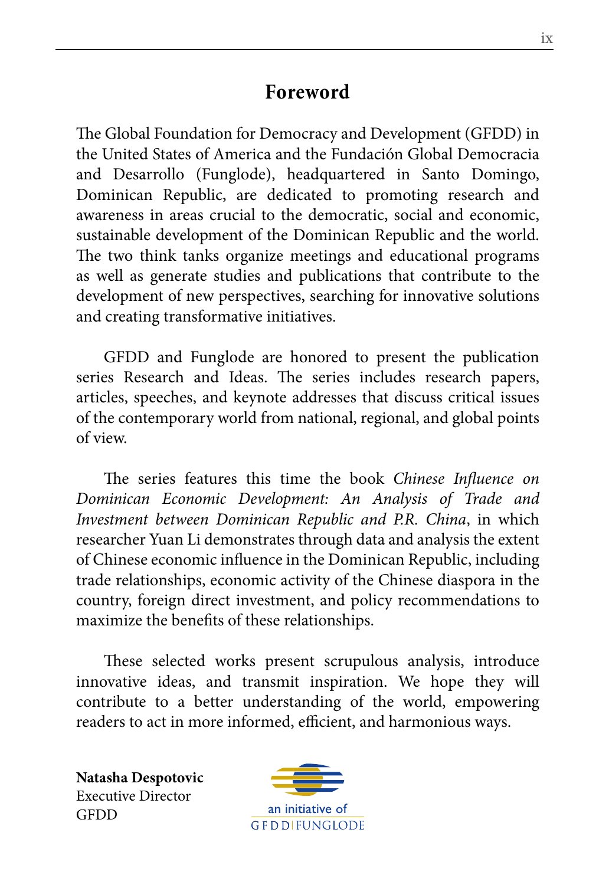# Foreword

The Global Foundation for Democracy and Development (GFDD) in the United States of America and the Fundación Global Democracia and Desarrollo (Funglode), headquartered in Santo Domingo, Dominican Republic, are dedicated to promoting research and awareness in areas crucial to the democratic, social and economic, sustainable development of the Dominican Republic and the world. The two think tanks organize meetings and educational programs as well as generate studies and publications that contribute to the development of new perspectives, searching for innovative solutions and creating transformative initiatives.

GFDD and Funglode are honored to present the publication series Research and Ideas. The series includes research papers, articles, speeches, and keynote addresses that discuss critical issues of the contemporary world from national, regional, and global points of view.

The series features this time the book *Chinese Influence on Dominican Economic Development: An Analysis of Trade and Investment between Dominican Republic and P.R. China*, in which researcher Yuan Li demonstrates through data and analysis the extent of Chinese economic influence in the Dominican Republic, including trade relationships, economic activity of the Chinese diaspora in the country, foreign direct investment, and policy recommendations to maximize the benefits of these relationships.

These selected works present scrupulous analysis, introduce innovative ideas, and transmit inspiration. We hope they will contribute to a better understanding of the world, empowering readers to act in more informed, efficient, and harmonious ways.

**Natasha Despotovic**
Executive Director
GFDD

an initiative of
GFDD | FUNGLODE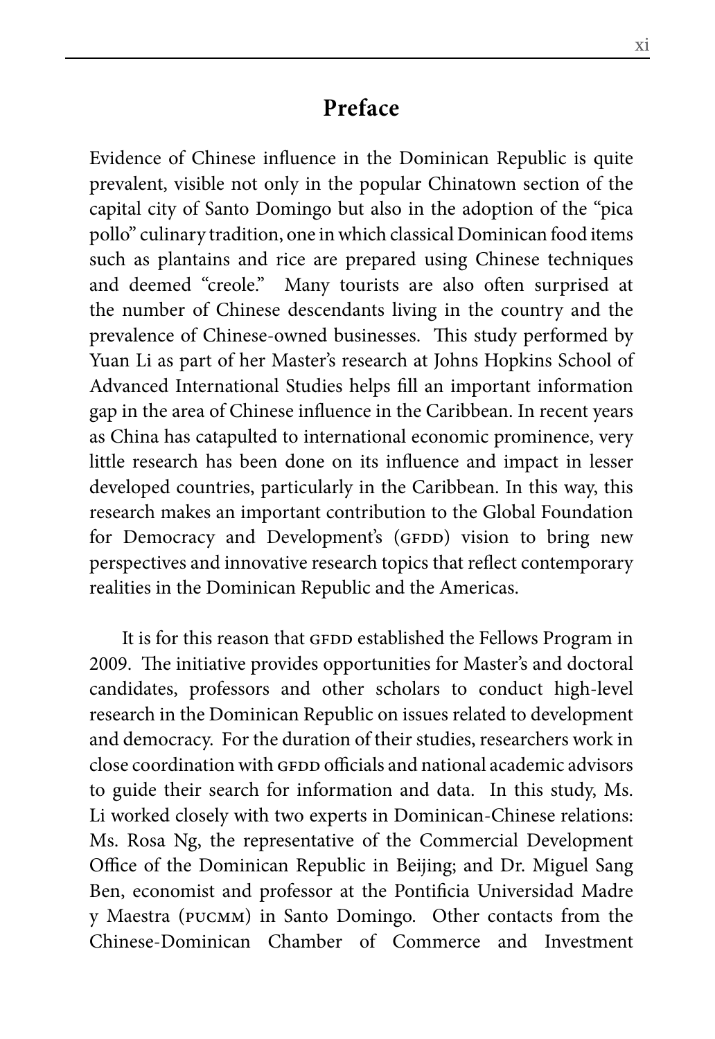# Preface

Evidence of Chinese influence in the Dominican Republic is quite prevalent, visible not only in the popular Chinatown section of the capital city of Santo Domingo but also in the adoption of the "pica pollo" culinary tradition, one in which classical Dominican food items such as plantains and rice are prepared using Chinese techniques and deemed "creole." Many tourists are also often surprised at the number of Chinese descendants living in the country and the prevalence of Chinese-owned businesses. This study performed by Yuan Li as part of her Master's research at Johns Hopkins School of Advanced International Studies helps fill an important information gap in the area of Chinese influence in the Caribbean. In recent years as China has catapulted to international economic prominence, very little research has been done on its influence and impact in lesser developed countries, particularly in the Caribbean. In this way, this research makes an important contribution to the Global Foundation for Democracy and Development's (GFDD) vision to bring new perspectives and innovative research topics that reflect contemporary realities in the Dominican Republic and the Americas.

It is for this reason that GFDD established the Fellows Program in 2009. The initiative provides opportunities for Master's and doctoral candidates, professors and other scholars to conduct high-level research in the Dominican Republic on issues related to development and democracy. For the duration of their studies, researchers work in close coordination with GFDD officials and national academic advisors to guide their search for information and data. In this study, Ms. Li worked closely with two experts in Dominican-Chinese relations: Ms. Rosa Ng, the representative of the Commercial Development Office of the Dominican Republic in Beijing; and Dr. Miguel Sang Ben, economist and professor at the Pontificia Universidad Madre y Maestra (PUCMM) in Santo Domingo. Other contacts from the Chinese-Dominican Chamber of Commerce and Investment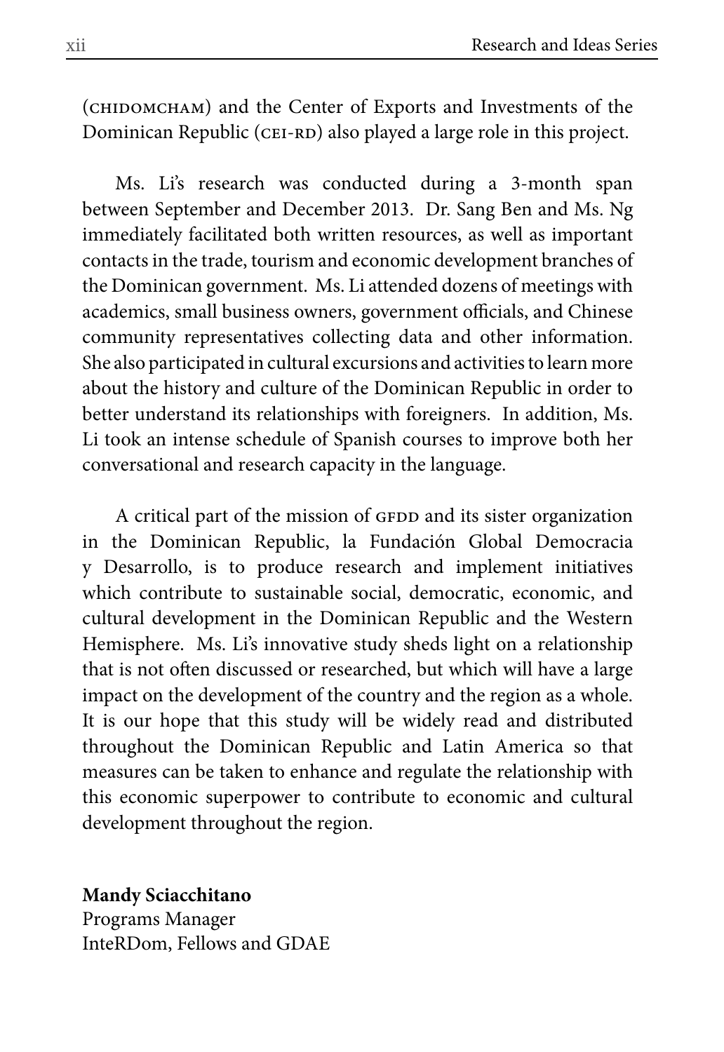(CHIDOMCHAM) and the Center of Exports and Investments of the Dominican Republic (CEI-RD) also played a large role in this project.

Ms. Li's research was conducted during a 3-month span between September and December 2013. Dr. Sang Ben and Ms. Ng immediately facilitated both written resources, as well as important contacts in the trade, tourism and economic development branches of the Dominican government. Ms. Li attended dozens of meetings with academics, small business owners, government officials, and Chinese community representatives collecting data and other information. She also participated in cultural excursions and activities to learn more about the history and culture of the Dominican Republic in order to better understand its relationships with foreigners. In addition, Ms. Li took an intense schedule of Spanish courses to improve both her conversational and research capacity in the language.

A critical part of the mission of GFDD and its sister organization in the Dominican Republic, la Fundación Global Democracia y Desarrollo, is to produce research and implement initiatives which contribute to sustainable social, democratic, economic, and cultural development in the Dominican Republic and the Western Hemisphere. Ms. Li's innovative study sheds light on a relationship that is not often discussed or researched, but which will have a large impact on the development of the country and the region as a whole. It is our hope that this study will be widely read and distributed throughout the Dominican Republic and Latin America so that measures can be taken to enhance and regulate the relationship with this economic superpower to contribute to economic and cultural development throughout the region.

**Mandy Sciacchitano**
Programs Manager
InteRDom, Fellows and GDAE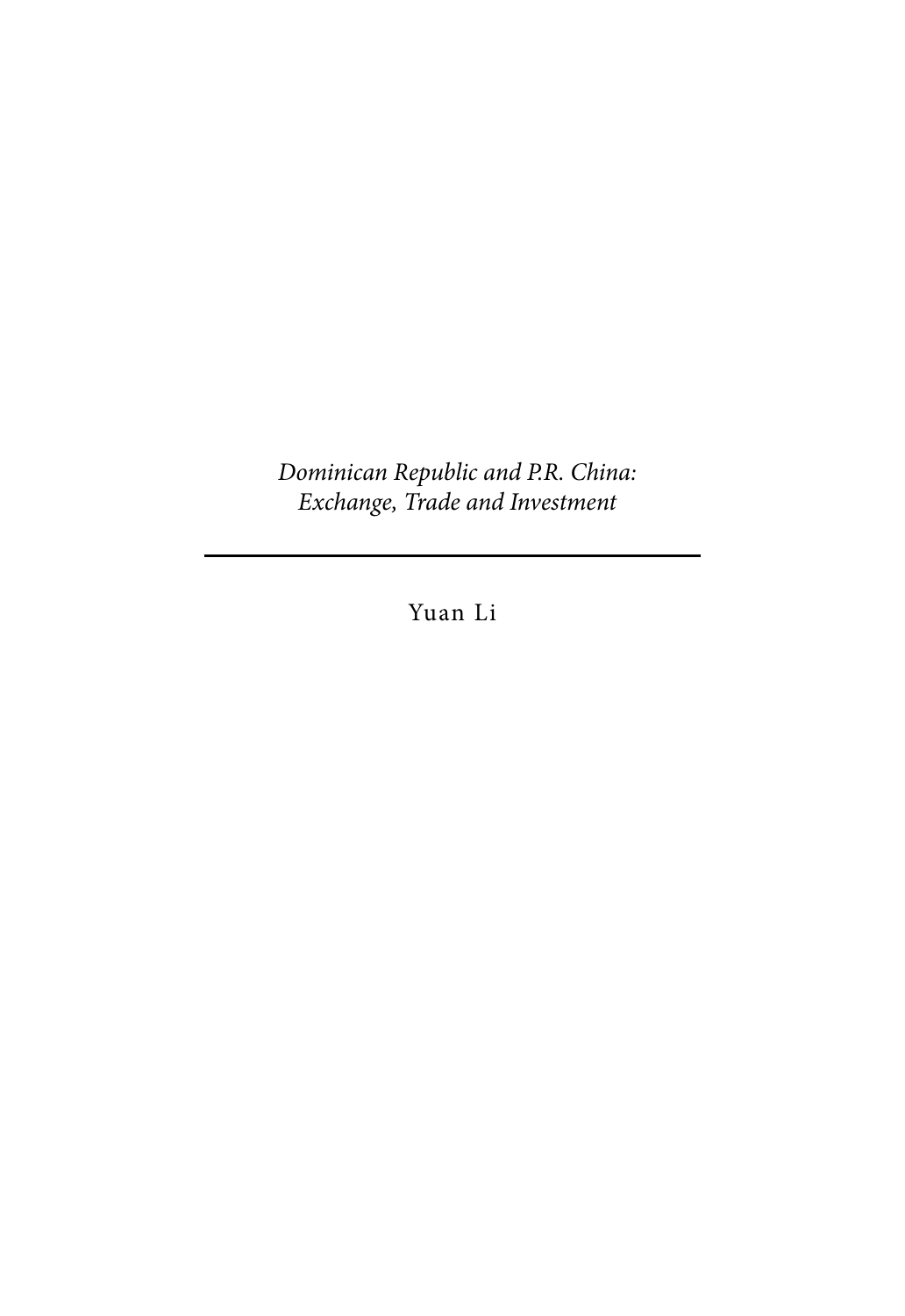*Dominican Republic and P.R. China:*
*Exchange, Trade and Investment*

---

Yuan Li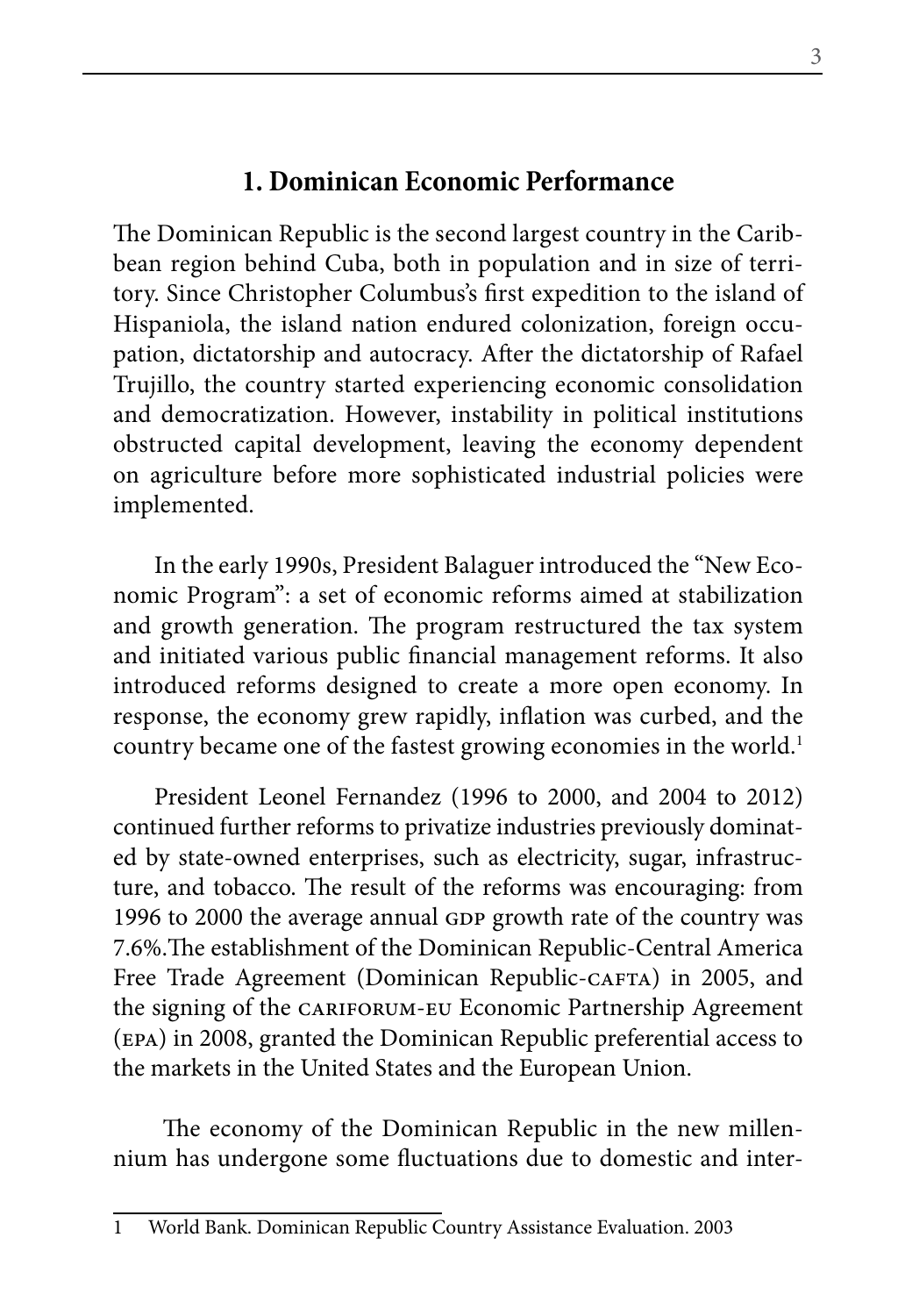## 1. Dominican Economic Performance

The Dominican Republic is the second largest country in the Caribbean region behind Cuba, both in population and in size of territory. Since Christopher Columbus's first expedition to the island of Hispaniola, the island nation endured colonization, foreign occupation, dictatorship and autocracy. After the dictatorship of Rafael Trujillo, the country started experiencing economic consolidation and democratization. However, instability in political institutions obstructed capital development, leaving the economy dependent on agriculture before more sophisticated industrial policies were implemented.

In the early 1990s, President Balaguer introduced the "New Economic Program": a set of economic reforms aimed at stabilization and growth generation. The program restructured the tax system and initiated various public financial management reforms. It also introduced reforms designed to create a more open economy. In response, the economy grew rapidly, inflation was curbed, and the country became one of the fastest growing economies in the world.[1]

President Leonel Fernandez (1996 to 2000, and 2004 to 2012) continued further reforms to privatize industries previously dominated by state-owned enterprises, such as electricity, sugar, infrastructure, and tobacco. The result of the reforms was encouraging: from 1996 to 2000 the average annual GDP growth rate of the country was 7.6%.The establishment of the Dominican Republic-Central America Free Trade Agreement (Dominican Republic-CAFTA) in 2005, and the signing of the CARIFORUM-EU Economic Partnership Agreement (EPA) in 2008, granted the Dominican Republic preferential access to the markets in the United States and the European Union.

The economy of the Dominican Republic in the new millennium has undergone some fluctuations due to domestic and inter-

1 World Bank. Dominican Republic Country Assistance Evaluation. 2003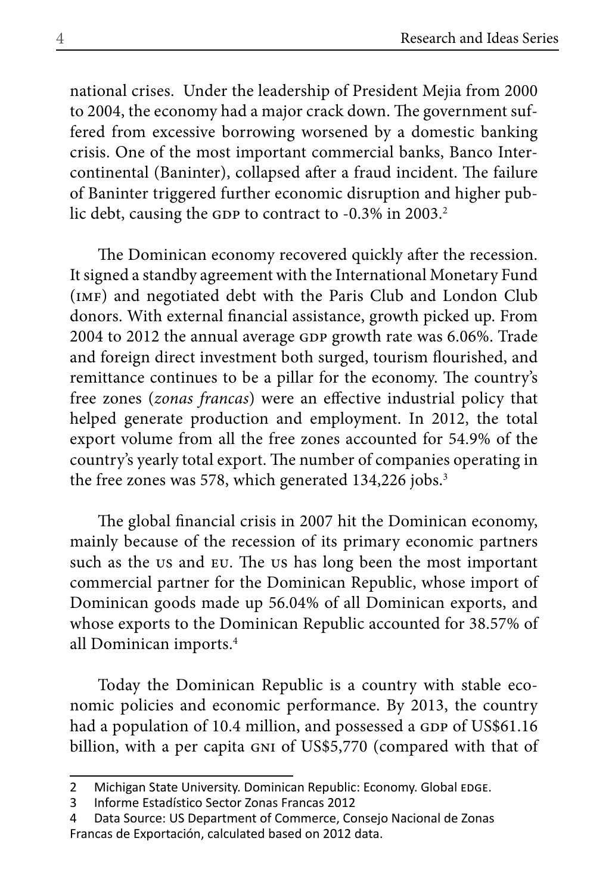national crises. Under the leadership of President Mejia from 2000 to 2004, the economy had a major crack down. The government suffered from excessive borrowing worsened by a domestic banking crisis. One of the most important commercial banks, Banco Intercontinental (Baninter), collapsed after a fraud incident. The failure of Baninter triggered further economic disruption and higher public debt, causing the GDP to contract to -0.3% in 2003.[2]

The Dominican economy recovered quickly after the recession. It signed a standby agreement with the International Monetary Fund (IMF) and negotiated debt with the Paris Club and London Club donors. With external financial assistance, growth picked up. From 2004 to 2012 the annual average GDP growth rate was 6.06%. Trade and foreign direct investment both surged, tourism flourished, and remittance continues to be a pillar for the economy. The country's free zones (*zonas francas*) were an effective industrial policy that helped generate production and employment. In 2012, the total export volume from all the free zones accounted for 54.9% of the country's yearly total export. The number of companies operating in the free zones was 578, which generated 134,226 jobs.[3]

The global financial crisis in 2007 hit the Dominican economy, mainly because of the recession of its primary economic partners such as the US and EU. The US has long been the most important commercial partner for the Dominican Republic, whose import of Dominican goods made up 56.04% of all Dominican exports, and whose exports to the Dominican Republic accounted for 38.57% of all Dominican imports.[4]

Today the Dominican Republic is a country with stable economic policies and economic performance. By 2013, the country had a population of 10.4 million, and possessed a GDP of US$61.16 billion, with a per capita GNI of US$5,770 (compared with that of

---

2 Michigan State University. Dominican Republic: Economy. Global EDGE.

3 Informe Estadístico Sector Zonas Francas 2012

4 Data Source: US Department of Commerce, Consejo Nacional de Zonas Francas de Exportación, calculated based on 2012 data.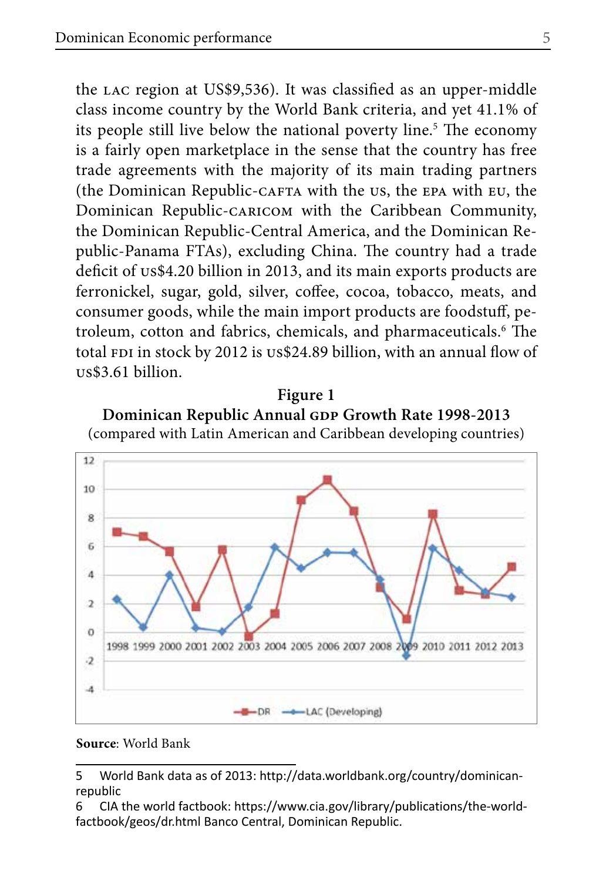the LAC region at US$9,536). It was classified as an upper-middle class income country by the World Bank criteria, and yet 41.1% of its people still live below the national poverty line.[5] The economy is a fairly open marketplace in the sense that the country has free trade agreements with the majority of its main trading partners (the Dominican Republic-CAFTA with the US, the EPA with EU, the Dominican Republic-CARICOM with the Caribbean Community, the Dominican Republic-Central America, and the Dominican Republic-Panama FTAs), excluding China. The country had a trade deficit of US$4.20 billion in 2013, and its main exports products are ferronickel, sugar, gold, silver, coffee, cocoa, tobacco, meats, and consumer goods, while the main import products are foodstuff, petroleum, cotton and fabrics, chemicals, and pharmaceuticals.[6] The total FDI in stock by 2012 is US$24.89 billion, with an annual flow of US$3.61 billion.

**Figure 1**

**Dominican Republic Annual GDP Growth Rate 1998-2013**

(compared with Latin American and Caribbean developing countries)

**Source**: World Bank

---

5 World Bank data as of 2013: http://data.worldbank.org/country/dominican-republic

6 CIA the world factbook: https://www.cia.gov/library/publications/the-world-factbook/geos/dr.html Banco Central, Dominican Republic.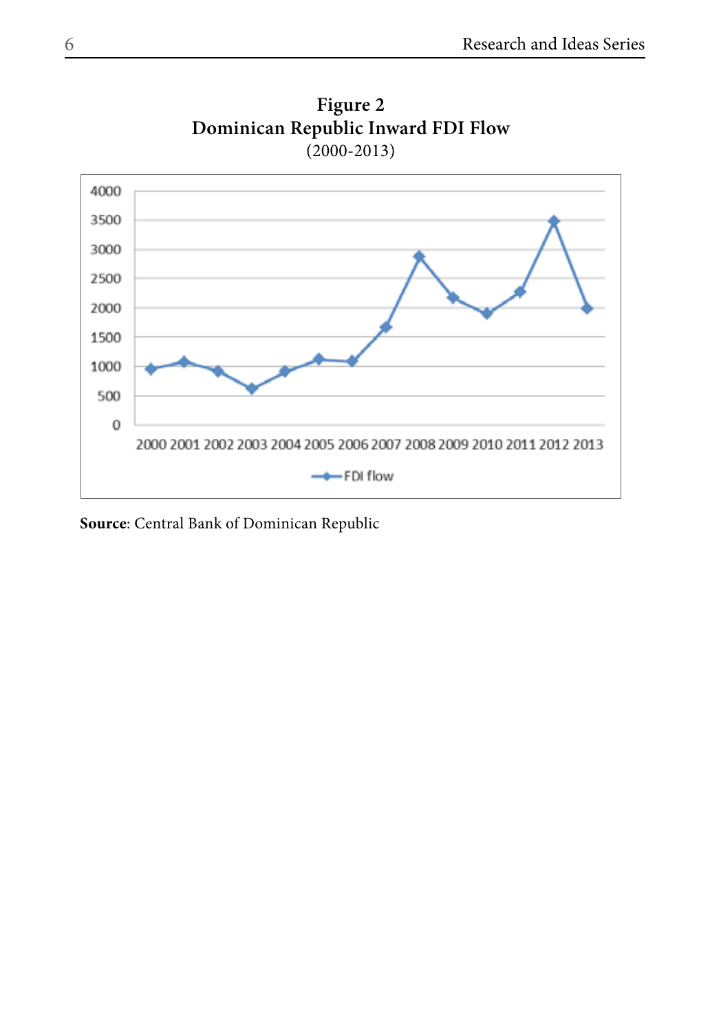**Figure 2**
**Dominican Republic Inward FDI Flow**
(2000-2013)

**Source**: Central Bank of Dominican Republic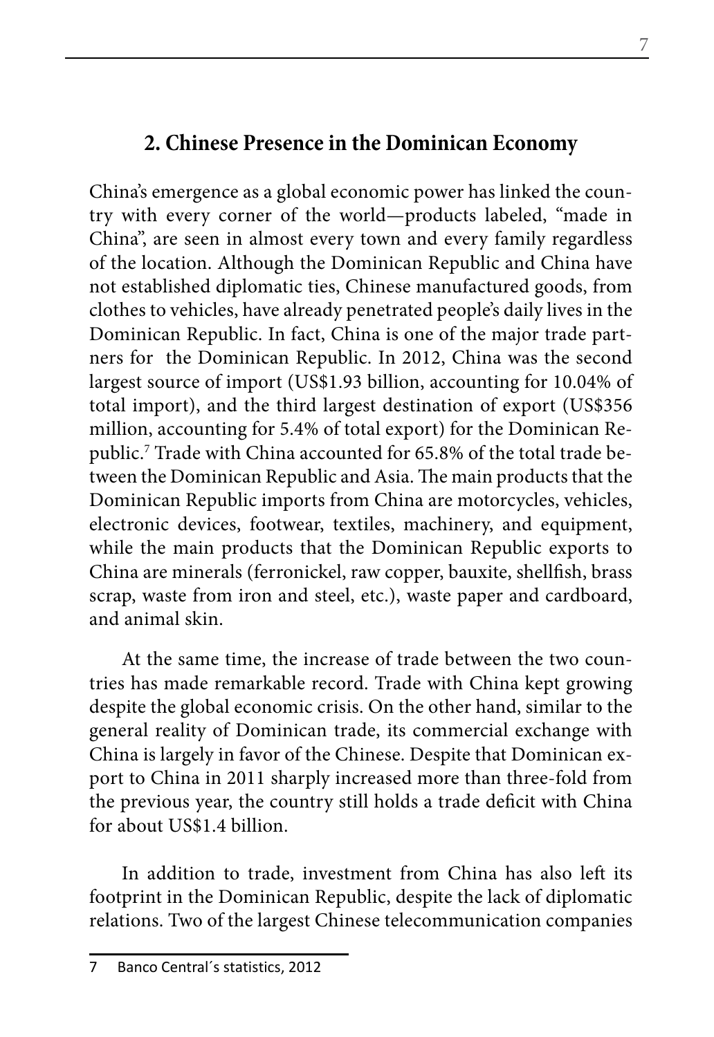## 2. Chinese Presence in the Dominican Economy

China's emergence as a global economic power has linked the country with every corner of the world—products labeled, "made in China", are seen in almost every town and every family regardless of the location. Although the Dominican Republic and China have not established diplomatic ties, Chinese manufactured goods, from clothes to vehicles, have already penetrated people's daily lives in the Dominican Republic. In fact, China is one of the major trade partners for the Dominican Republic. In 2012, China was the second largest source of import (US$1.93 billion, accounting for 10.04% of total import), and the third largest destination of export (US$356 million, accounting for 5.4% of total export) for the Dominican Republic.[7] Trade with China accounted for 65.8% of the total trade between the Dominican Republic and Asia. The main products that the Dominican Republic imports from China are motorcycles, vehicles, electronic devices, footwear, textiles, machinery, and equipment, while the main products that the Dominican Republic exports to China are minerals (ferronickel, raw copper, bauxite, shellfish, brass scrap, waste from iron and steel, etc.), waste paper and cardboard, and animal skin.

At the same time, the increase of trade between the two countries has made remarkable record. Trade with China kept growing despite the global economic crisis. On the other hand, similar to the general reality of Dominican trade, its commercial exchange with China is largely in favor of the Chinese. Despite that Dominican export to China in 2011 sharply increased more than three-fold from the previous year, the country still holds a trade deficit with China for about US$1.4 billion.

In addition to trade, investment from China has also left its footprint in the Dominican Republic, despite the lack of diplomatic relations. Two of the largest Chinese telecommunication companies

7 Banco Central´s statistics, 2012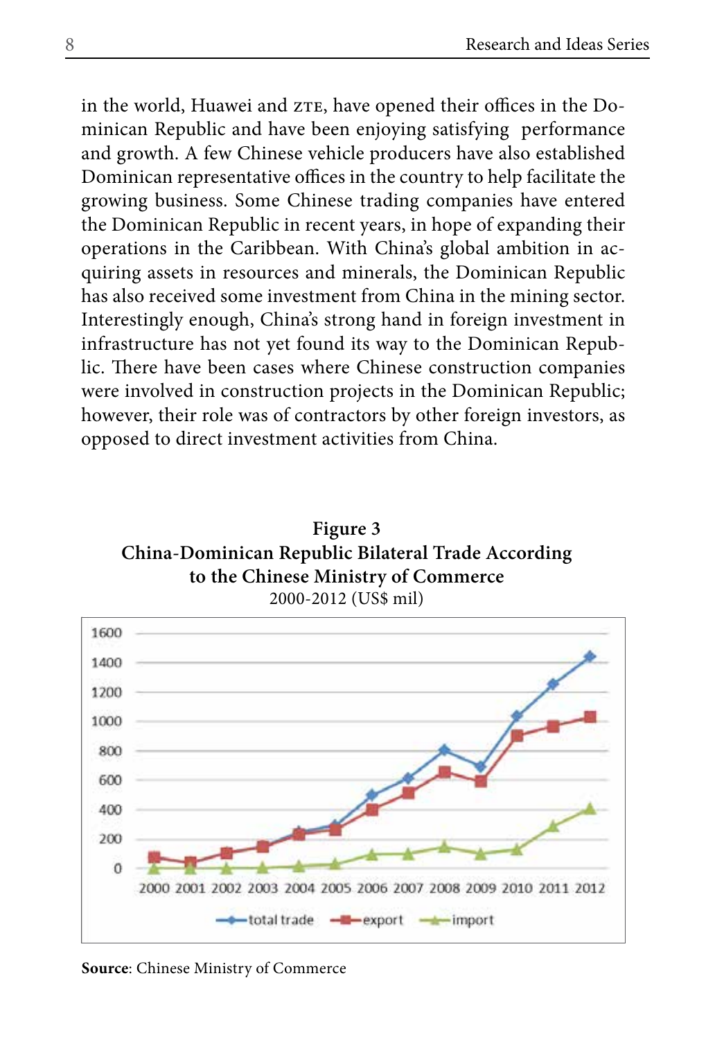in the world, Huawei and ZTE, have opened their offices in the Dominican Republic and have been enjoying satisfying performance and growth. A few Chinese vehicle producers have also established Dominican representative offices in the country to help facilitate the growing business. Some Chinese trading companies have entered the Dominican Republic in recent years, in hope of expanding their operations in the Caribbean. With China's global ambition in acquiring assets in resources and minerals, the Dominican Republic has also received some investment from China in the mining sector. Interestingly enough, China's strong hand in foreign investment in infrastructure has not yet found its way to the Dominican Republic. There have been cases where Chinese construction companies were involved in construction projects in the Dominican Republic; however, their role was of contractors by other foreign investors, as opposed to direct investment activities from China.

**Figure 3**
**China-Dominican Republic Bilateral Trade According to the Chinese Ministry of Commerce**
2000-2012 (US$ mil)

**Source**: Chinese Ministry of Commerce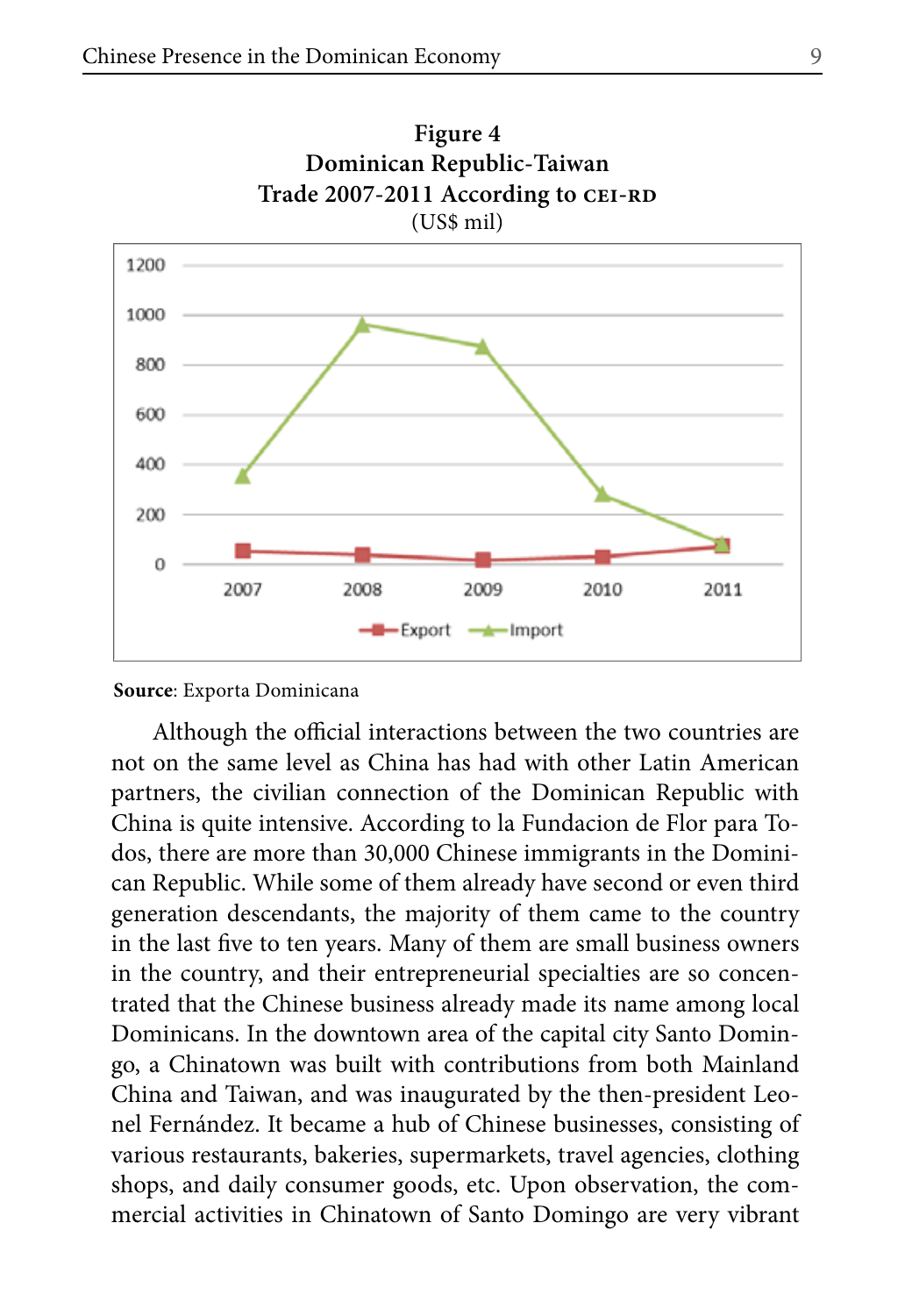**Figure 4**
**Dominican Republic-Taiwan**
**Trade 2007-2011 According to CEI-RD**
(US$ mil)

**Source**: Exporta Dominicana

Although the official interactions between the two countries are not on the same level as China has had with other Latin American partners, the civilian connection of the Dominican Republic with China is quite intensive. According to la Fundacion de Flor para Todos, there are more than 30,000 Chinese immigrants in the Dominican Republic. While some of them already have second or even third generation descendants, the majority of them came to the country in the last five to ten years. Many of them are small business owners in the country, and their entrepreneurial specialties are so concentrated that the Chinese business already made its name among local Dominicans. In the downtown area of the capital city Santo Domingo, a Chinatown was built with contributions from both Mainland China and Taiwan, and was inaugurated by the then-president Leonel Fernández. It became a hub of Chinese businesses, consisting of various restaurants, bakeries, supermarkets, travel agencies, clothing shops, and daily consumer goods, etc. Upon observation, the commercial activities in Chinatown of Santo Domingo are very vibrant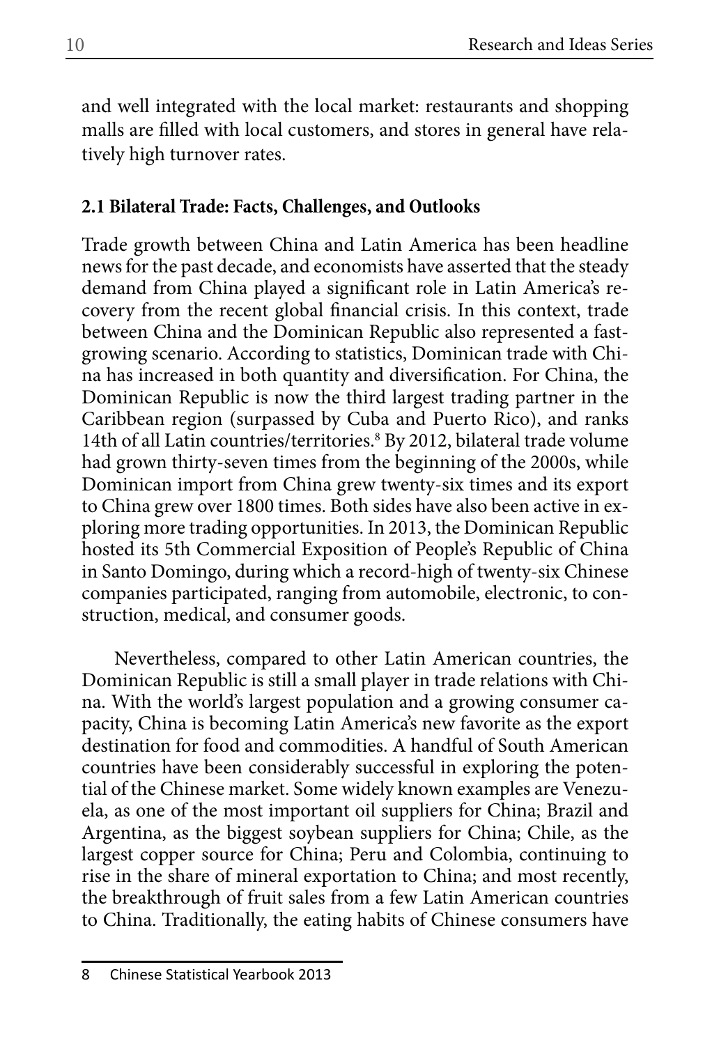and well integrated with the local market: restaurants and shopping malls are filled with local customers, and stores in general have relatively high turnover rates.

### 2.1 Bilateral Trade: Facts, Challenges, and Outlooks

Trade growth between China and Latin America has been headline news for the past decade, and economists have asserted that the steady demand from China played a significant role in Latin America's recovery from the recent global financial crisis. In this context, trade between China and the Dominican Republic also represented a fast-growing scenario. According to statistics, Dominican trade with China has increased in both quantity and diversification. For China, the Dominican Republic is now the third largest trading partner in the Caribbean region (surpassed by Cuba and Puerto Rico), and ranks 14th of all Latin countries/territories.[8] By 2012, bilateral trade volume had grown thirty-seven times from the beginning of the 2000s, while Dominican import from China grew twenty-six times and its export to China grew over 1800 times. Both sides have also been active in exploring more trading opportunities. In 2013, the Dominican Republic hosted its 5th Commercial Exposition of People's Republic of China in Santo Domingo, during which a record-high of twenty-six Chinese companies participated, ranging from automobile, electronic, to construction, medical, and consumer goods.

Nevertheless, compared to other Latin American countries, the Dominican Republic is still a small player in trade relations with China. With the world's largest population and a growing consumer capacity, China is becoming Latin America's new favorite as the export destination for food and commodities. A handful of South American countries have been considerably successful in exploring the potential of the Chinese market. Some widely known examples are Venezuela, as one of the most important oil suppliers for China; Brazil and Argentina, as the biggest soybean suppliers for China; Chile, as the largest copper source for China; Peru and Colombia, continuing to rise in the share of mineral exportation to China; and most recently, the breakthrough of fruit sales from a few Latin American countries to China. Traditionally, the eating habits of Chinese consumers have

8 Chinese Statistical Yearbook 2013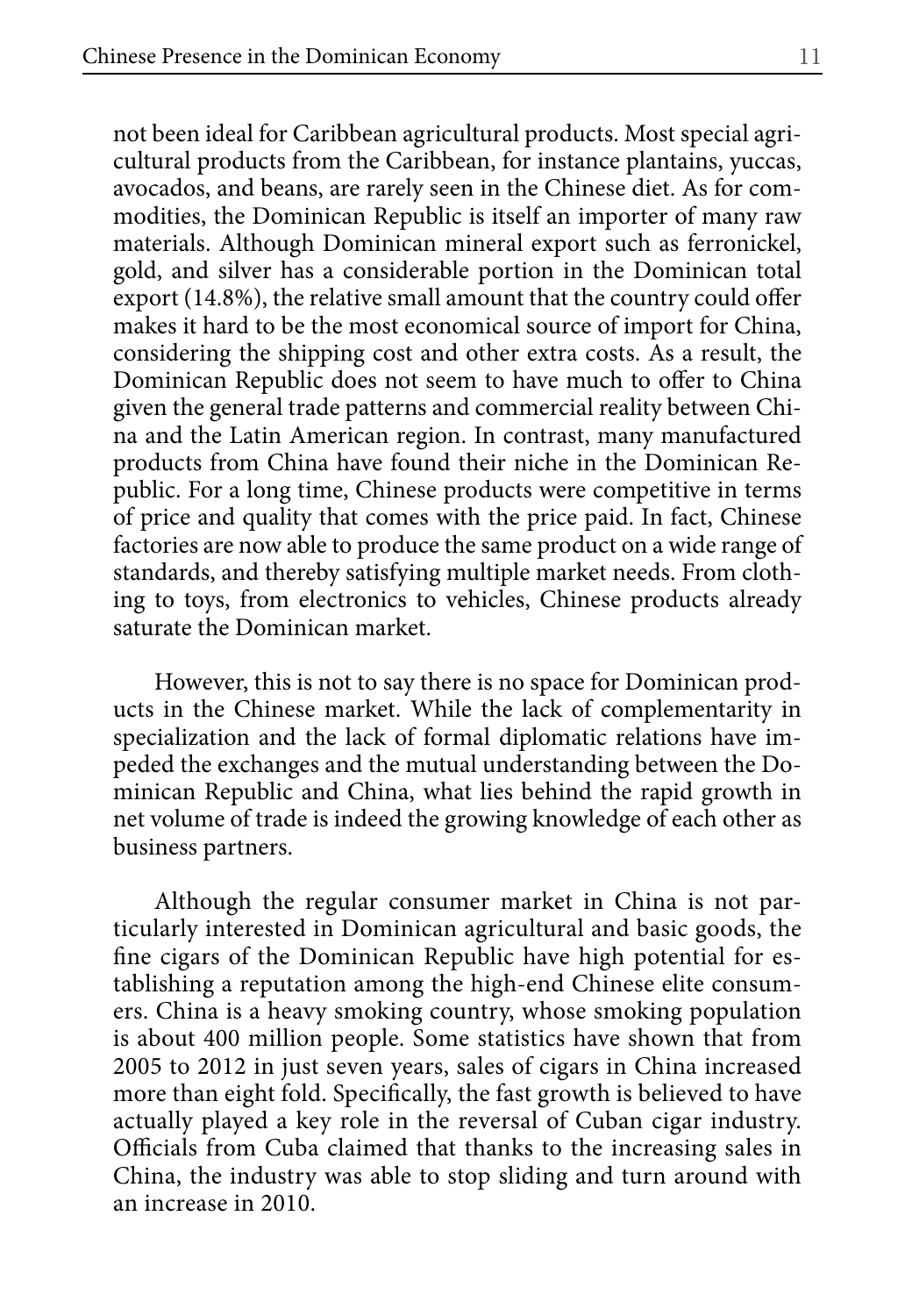not been ideal for Caribbean agricultural products. Most special agricultural products from the Caribbean, for instance plantains, yuccas, avocados, and beans, are rarely seen in the Chinese diet. As for commodities, the Dominican Republic is itself an importer of many raw materials. Although Dominican mineral export such as ferronickel, gold, and silver has a considerable portion in the Dominican total export (14.8%), the relative small amount that the country could offer makes it hard to be the most economical source of import for China, considering the shipping cost and other extra costs. As a result, the Dominican Republic does not seem to have much to offer to China given the general trade patterns and commercial reality between China and the Latin American region. In contrast, many manufactured products from China have found their niche in the Dominican Republic. For a long time, Chinese products were competitive in terms of price and quality that comes with the price paid. In fact, Chinese factories are now able to produce the same product on a wide range of standards, and thereby satisfying multiple market needs. From clothing to toys, from electronics to vehicles, Chinese products already saturate the Dominican market.

However, this is not to say there is no space for Dominican products in the Chinese market. While the lack of complementarity in specialization and the lack of formal diplomatic relations have impeded the exchanges and the mutual understanding between the Dominican Republic and China, what lies behind the rapid growth in net volume of trade is indeed the growing knowledge of each other as business partners.

Although the regular consumer market in China is not particularly interested in Dominican agricultural and basic goods, the fine cigars of the Dominican Republic have high potential for establishing a reputation among the high-end Chinese elite consumers. China is a heavy smoking country, whose smoking population is about 400 million people. Some statistics have shown that from 2005 to 2012 in just seven years, sales of cigars in China increased more than eight fold. Specifically, the fast growth is believed to have actually played a key role in the reversal of Cuban cigar industry. Officials from Cuba claimed that thanks to the increasing sales in China, the industry was able to stop sliding and turn around with an increase in 2010.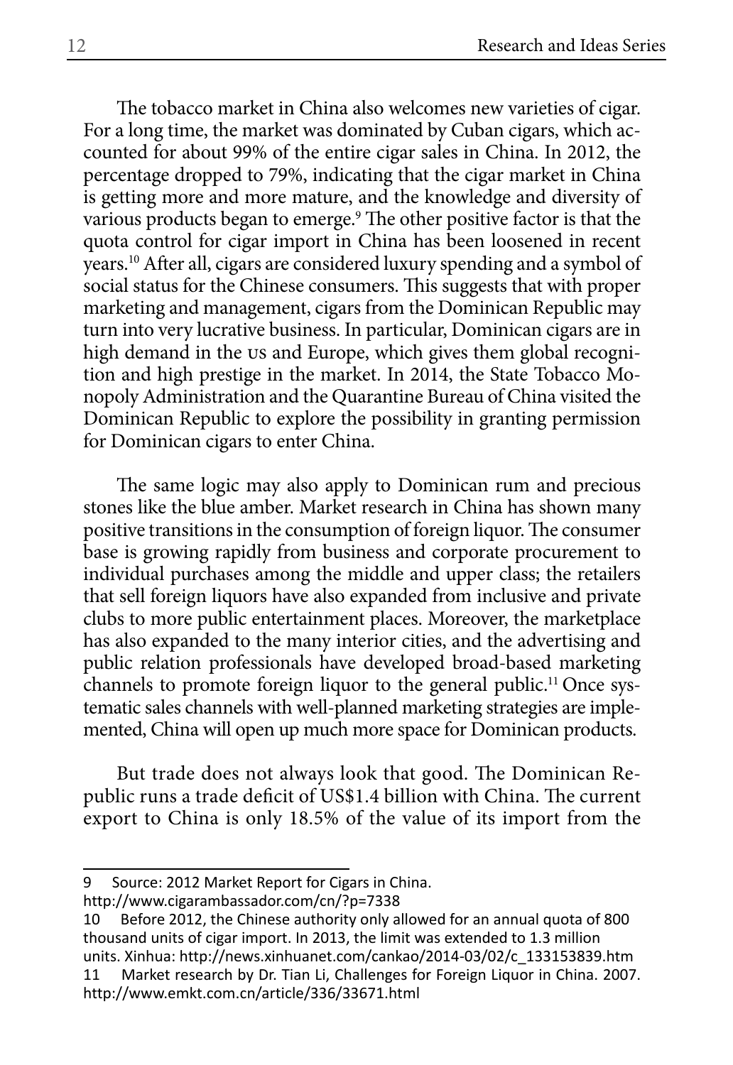The tobacco market in China also welcomes new varieties of cigar. For a long time, the market was dominated by Cuban cigars, which accounted for about 99% of the entire cigar sales in China. In 2012, the percentage dropped to 79%, indicating that the cigar market in China is getting more and more mature, and the knowledge and diversity of various products began to emerge.[9] The other positive factor is that the quota control for cigar import in China has been loosened in recent years.[10] After all, cigars are considered luxury spending and a symbol of social status for the Chinese consumers. This suggests that with proper marketing and management, cigars from the Dominican Republic may turn into very lucrative business. In particular, Dominican cigars are in high demand in the US and Europe, which gives them global recognition and high prestige in the market. In 2014, the State Tobacco Monopoly Administration and the Quarantine Bureau of China visited the Dominican Republic to explore the possibility in granting permission for Dominican cigars to enter China.

The same logic may also apply to Dominican rum and precious stones like the blue amber. Market research in China has shown many positive transitions in the consumption of foreign liquor. The consumer base is growing rapidly from business and corporate procurement to individual purchases among the middle and upper class; the retailers that sell foreign liquors have also expanded from inclusive and private clubs to more public entertainment places. Moreover, the marketplace has also expanded to the many interior cities, and the advertising and public relation professionals have developed broad-based marketing channels to promote foreign liquor to the general public.[11] Once systematic sales channels with well-planned marketing strategies are implemented, China will open up much more space for Dominican products.

But trade does not always look that good. The Dominican Republic runs a trade deficit of US$1.4 billion with China. The current export to China is only 18.5% of the value of its import from the

---

9 Source: 2012 Market Report for Cigars in China. http://www.cigarambassador.com/cn/?p=7338

10 Before 2012, the Chinese authority only allowed for an annual quota of 800 thousand units of cigar import. In 2013, the limit was extended to 1.3 million units. Xinhua: http://news.xinhuanet.com/cankao/2014-03/02/c_133153839.htm

11 Market research by Dr. Tian Li, Challenges for Foreign Liquor in China. 2007. http://www.emkt.com.cn/article/336/33671.html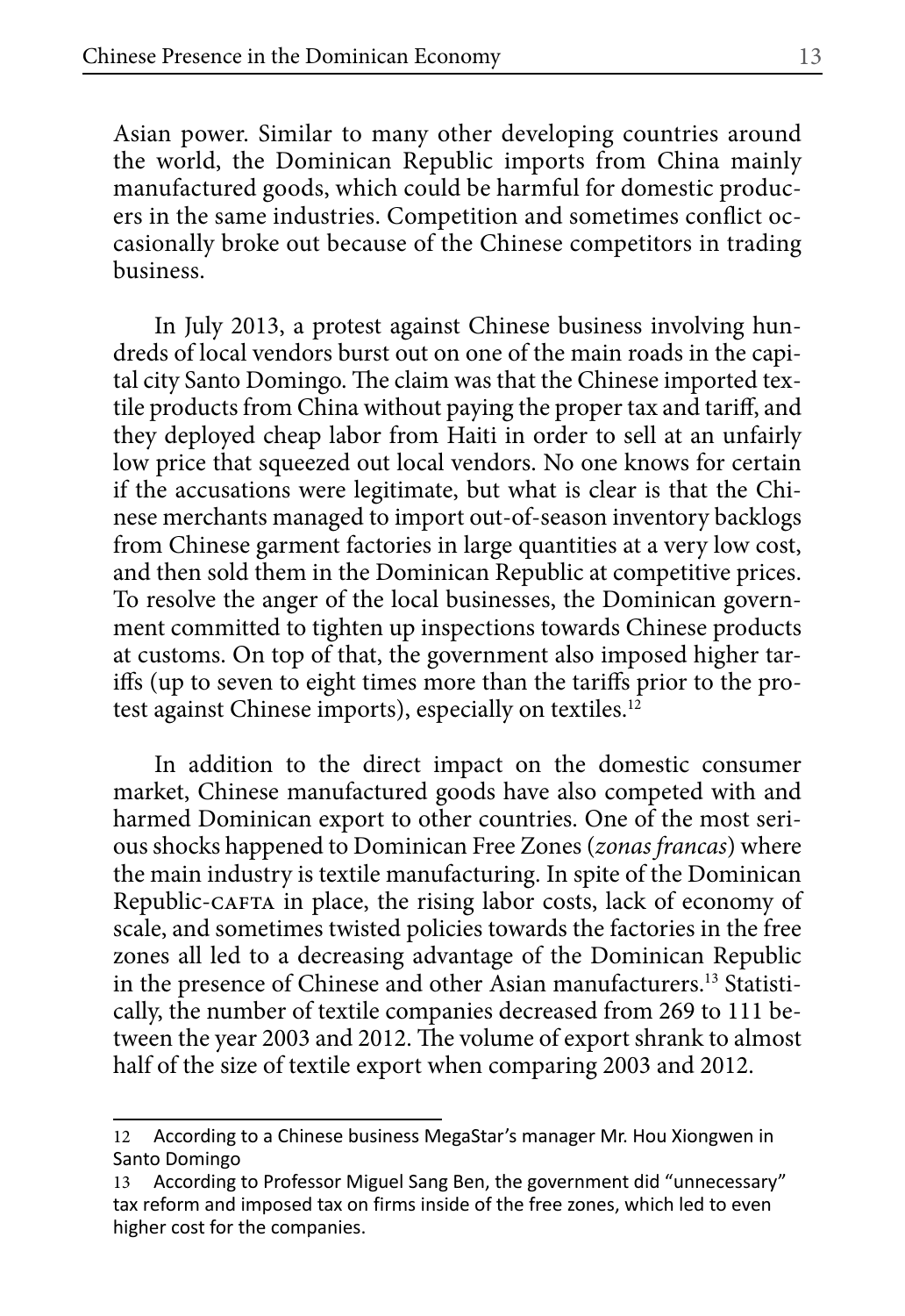Asian power. Similar to many other developing countries around the world, the Dominican Republic imports from China mainly manufactured goods, which could be harmful for domestic producers in the same industries. Competition and sometimes conflict occasionally broke out because of the Chinese competitors in trading business.

In July 2013, a protest against Chinese business involving hundreds of local vendors burst out on one of the main roads in the capital city Santo Domingo. The claim was that the Chinese imported textile products from China without paying the proper tax and tariff, and they deployed cheap labor from Haiti in order to sell at an unfairly low price that squeezed out local vendors. No one knows for certain if the accusations were legitimate, but what is clear is that the Chinese merchants managed to import out-of-season inventory backlogs from Chinese garment factories in large quantities at a very low cost, and then sold them in the Dominican Republic at competitive prices. To resolve the anger of the local businesses, the Dominican government committed to tighten up inspections towards Chinese products at customs. On top of that, the government also imposed higher tariffs (up to seven to eight times more than the tariffs prior to the protest against Chinese imports), especially on textiles.[12]

In addition to the direct impact on the domestic consumer market, Chinese manufactured goods have also competed with and harmed Dominican export to other countries. One of the most serious shocks happened to Dominican Free Zones (*zonas francas*) where the main industry is textile manufacturing. In spite of the Dominican Republic-CAFTA in place, the rising labor costs, lack of economy of scale, and sometimes twisted policies towards the factories in the free zones all led to a decreasing advantage of the Dominican Republic in the presence of Chinese and other Asian manufacturers.[13] Statistically, the number of textile companies decreased from 269 to 111 between the year 2003 and 2012. The volume of export shrank to almost half of the size of textile export when comparing 2003 and 2012.

---

12 According to a Chinese business MegaStar's manager Mr. Hou Xiongwen in Santo Domingo

13 According to Professor Miguel Sang Ben, the government did "unnecessary" tax reform and imposed tax on firms inside of the free zones, which led to even higher cost for the companies.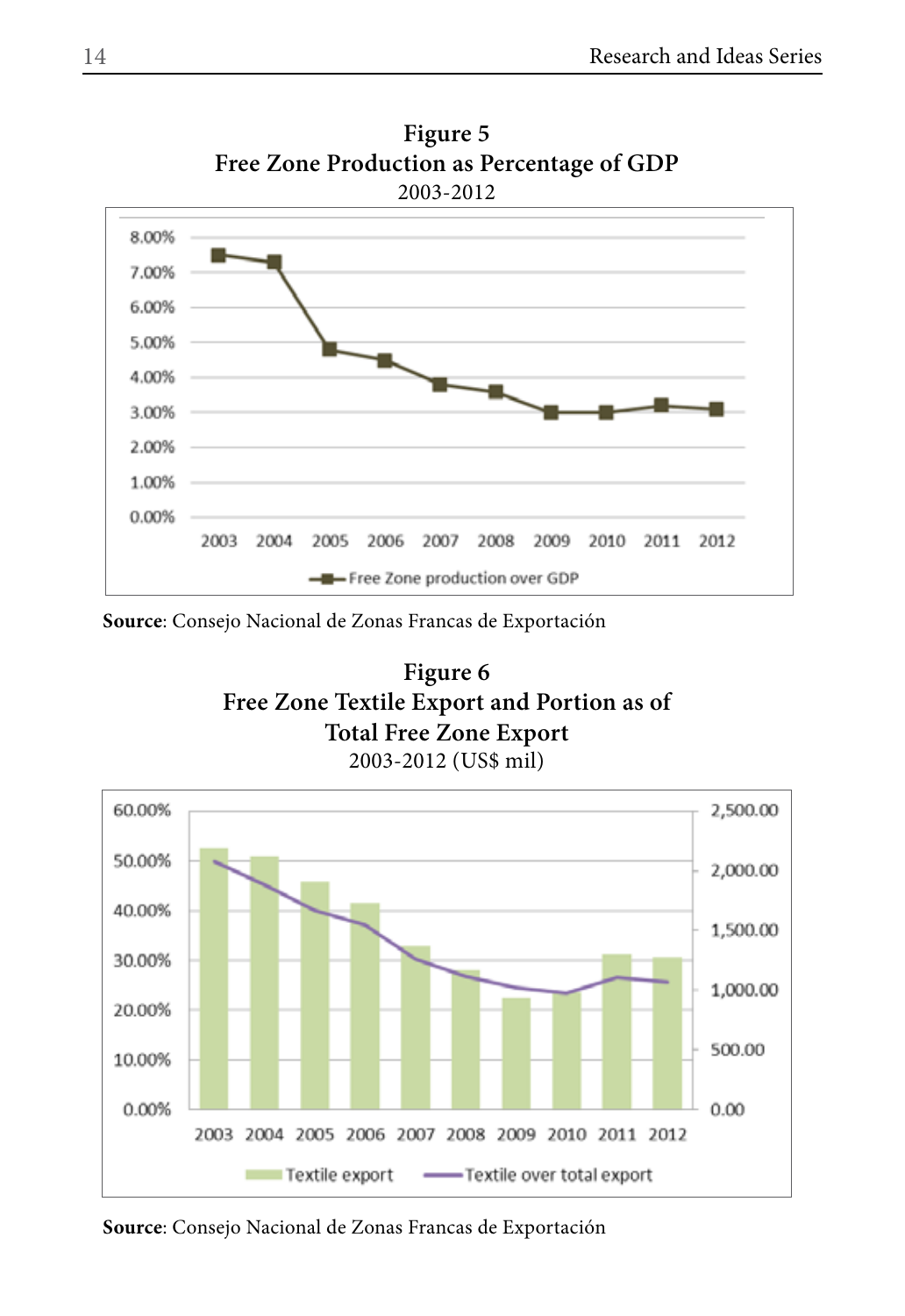**Figure 5**
**Free Zone Production as Percentage of GDP**
2003-2012

**Source**: Consejo Nacional de Zonas Francas de Exportación

**Figure 6**
**Free Zone Textile Export and Portion as of Total Free Zone Export**
2003-2012 (US$ mil)

**Source**: Consejo Nacional de Zonas Francas de Exportación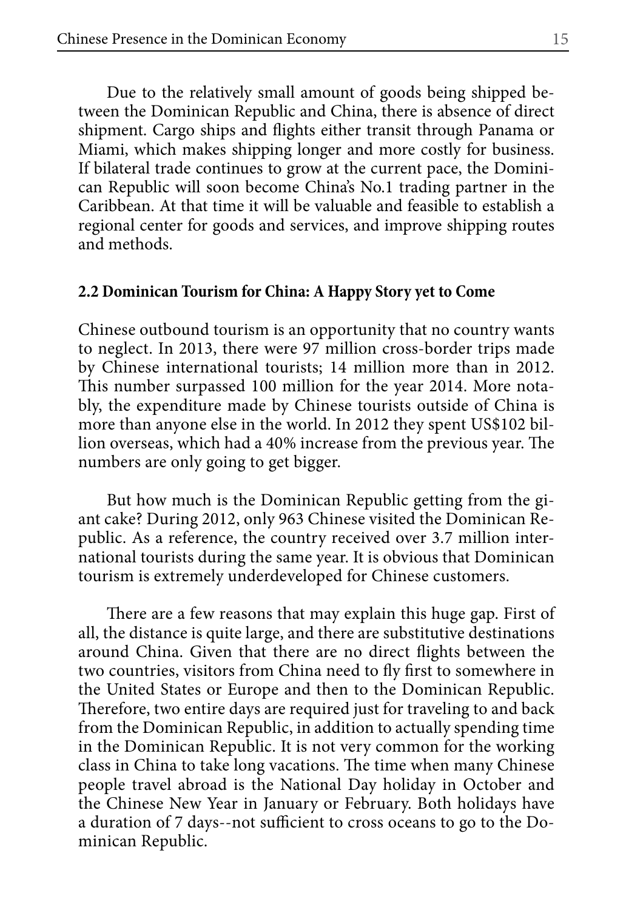Due to the relatively small amount of goods being shipped between the Dominican Republic and China, there is absence of direct shipment. Cargo ships and flights either transit through Panama or Miami, which makes shipping longer and more costly for business. If bilateral trade continues to grow at the current pace, the Dominican Republic will soon become China's No.1 trading partner in the Caribbean. At that time it will be valuable and feasible to establish a regional center for goods and services, and improve shipping routes and methods.

### 2.2 Dominican Tourism for China: A Happy Story yet to Come

Chinese outbound tourism is an opportunity that no country wants to neglect. In 2013, there were 97 million cross-border trips made by Chinese international tourists; 14 million more than in 2012. This number surpassed 100 million for the year 2014. More notably, the expenditure made by Chinese tourists outside of China is more than anyone else in the world. In 2012 they spent US$102 billion overseas, which had a 40% increase from the previous year. The numbers are only going to get bigger.

But how much is the Dominican Republic getting from the giant cake? During 2012, only 963 Chinese visited the Dominican Republic. As a reference, the country received over 3.7 million international tourists during the same year. It is obvious that Dominican tourism is extremely underdeveloped for Chinese customers.

There are a few reasons that may explain this huge gap. First of all, the distance is quite large, and there are substitutive destinations around China. Given that there are no direct flights between the two countries, visitors from China need to fly first to somewhere in the United States or Europe and then to the Dominican Republic. Therefore, two entire days are required just for traveling to and back from the Dominican Republic, in addition to actually spending time in the Dominican Republic. It is not very common for the working class in China to take long vacations. The time when many Chinese people travel abroad is the National Day holiday in October and the Chinese New Year in January or February. Both holidays have a duration of 7 days--not sufficient to cross oceans to go to the Dominican Republic.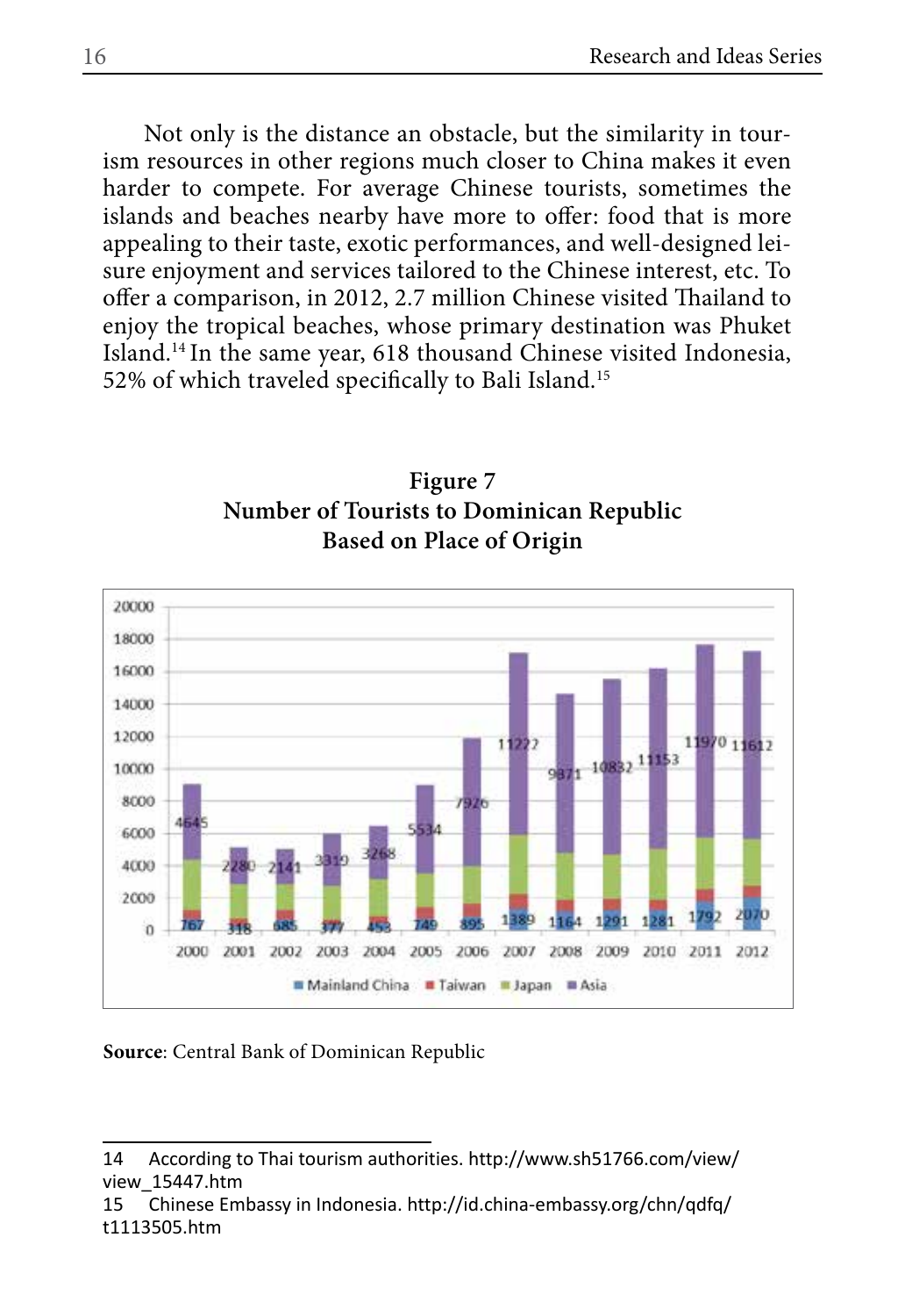Not only is the distance an obstacle, but the similarity in tourism resources in other regions much closer to China makes it even harder to compete. For average Chinese tourists, sometimes the islands and beaches nearby have more to offer: food that is more appealing to their taste, exotic performances, and well-designed leisure enjoyment and services tailored to the Chinese interest, etc. To offer a comparison, in 2012, 2.7 million Chinese visited Thailand to enjoy the tropical beaches, whose primary destination was Phuket Island.[14] In the same year, 618 thousand Chinese visited Indonesia, 52% of which traveled specifically to Bali Island.[15]

**Figure 7**
**Number of Tourists to Dominican Republic Based on Place of Origin**

| Year | Mainland China | Asia |
|---|---|---|
| 2000 | 767 | 4645 |
| 2001 | 318 | 2280 |
| 2002 | 685 | 2141 |
| 2003 | 377 | 3319 |
| 2004 | 453 | 3268 |
| 2005 | 749 | 5534 |
| 2006 | 895 | 7926 |
| 2007 | 1389 | 11222 |
| 2008 | 1164 | 9871 |
| 2009 | 1291 | 10832 |
| 2010 | 1281 | 11153 |
| 2011 | 1792 | 11970 |
| 2012 | 2070 | 11612 |

Legend: Mainland China, Taiwan, Japan, Asia

**Source**: Central Bank of Dominican Republic

---

14 According to Thai tourism authorities. http://www.sh51766.com/view/view_15447.htm

15 Chinese Embassy in Indonesia. http://id.china-embassy.org/chn/qdfq/t1113505.htm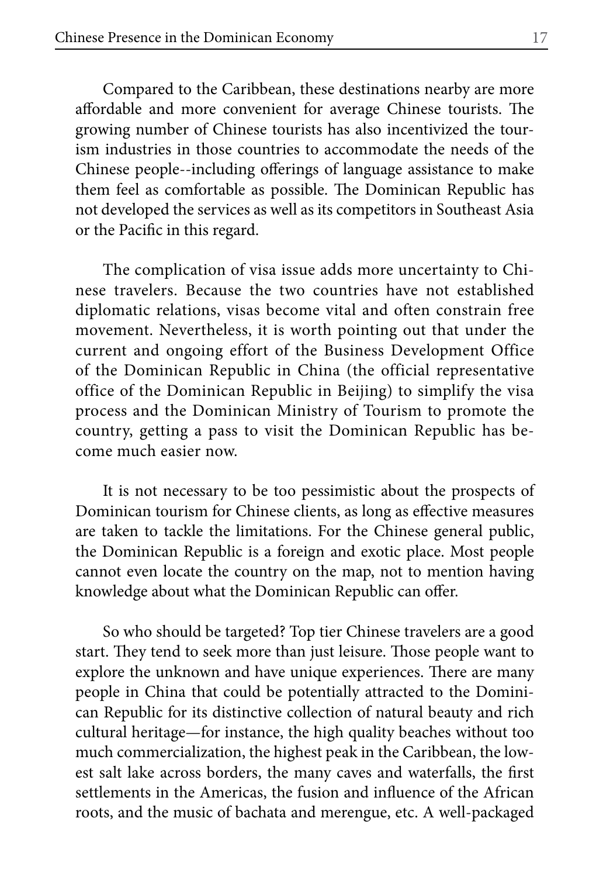Compared to the Caribbean, these destinations nearby are more affordable and more convenient for average Chinese tourists. The growing number of Chinese tourists has also incentivized the tourism industries in those countries to accommodate the needs of the Chinese people--including offerings of language assistance to make them feel as comfortable as possible. The Dominican Republic has not developed the services as well as its competitors in Southeast Asia or the Pacific in this regard.

The complication of visa issue adds more uncertainty to Chinese travelers. Because the two countries have not established diplomatic relations, visas become vital and often constrain free movement. Nevertheless, it is worth pointing out that under the current and ongoing effort of the Business Development Office of the Dominican Republic in China (the official representative office of the Dominican Republic in Beijing) to simplify the visa process and the Dominican Ministry of Tourism to promote the country, getting a pass to visit the Dominican Republic has become much easier now.

It is not necessary to be too pessimistic about the prospects of Dominican tourism for Chinese clients, as long as effective measures are taken to tackle the limitations. For the Chinese general public, the Dominican Republic is a foreign and exotic place. Most people cannot even locate the country on the map, not to mention having knowledge about what the Dominican Republic can offer.

So who should be targeted? Top tier Chinese travelers are a good start. They tend to seek more than just leisure. Those people want to explore the unknown and have unique experiences. There are many people in China that could be potentially attracted to the Dominican Republic for its distinctive collection of natural beauty and rich cultural heritage—for instance, the high quality beaches without too much commercialization, the highest peak in the Caribbean, the lowest salt lake across borders, the many caves and waterfalls, the first settlements in the Americas, the fusion and influence of the African roots, and the music of bachata and merengue, etc. A well-packaged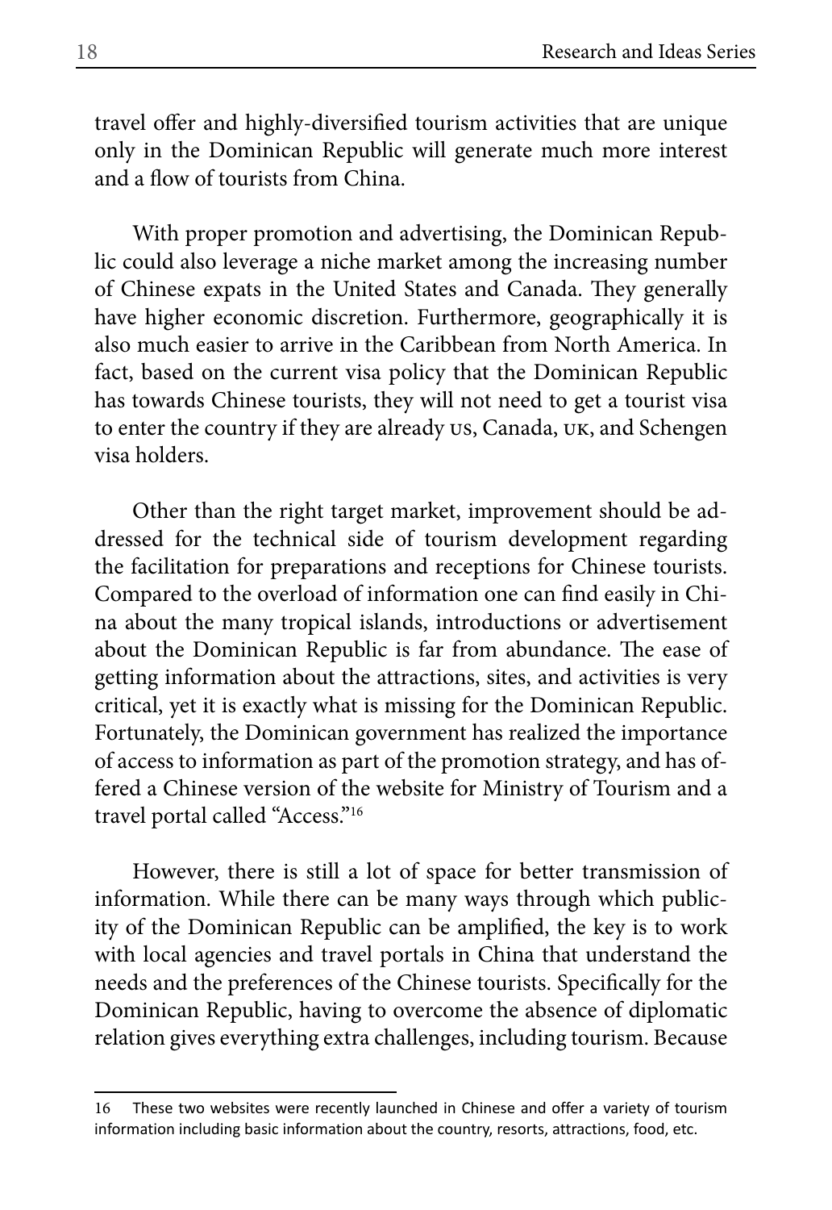travel offer and highly-diversified tourism activities that are unique only in the Dominican Republic will generate much more interest and a flow of tourists from China.

With proper promotion and advertising, the Dominican Republic could also leverage a niche market among the increasing number of Chinese expats in the United States and Canada. They generally have higher economic discretion. Furthermore, geographically it is also much easier to arrive in the Caribbean from North America. In fact, based on the current visa policy that the Dominican Republic has towards Chinese tourists, they will not need to get a tourist visa to enter the country if they are already US, Canada, UK, and Schengen visa holders.

Other than the right target market, improvement should be addressed for the technical side of tourism development regarding the facilitation for preparations and receptions for Chinese tourists. Compared to the overload of information one can find easily in China about the many tropical islands, introductions or advertisement about the Dominican Republic is far from abundance. The ease of getting information about the attractions, sites, and activities is very critical, yet it is exactly what is missing for the Dominican Republic. Fortunately, the Dominican government has realized the importance of access to information as part of the promotion strategy, and has offered a Chinese version of the website for Ministry of Tourism and a travel portal called "Access."[16]

However, there is still a lot of space for better transmission of information. While there can be many ways through which publicity of the Dominican Republic can be amplified, the key is to work with local agencies and travel portals in China that understand the needs and the preferences of the Chinese tourists. Specifically for the Dominican Republic, having to overcome the absence of diplomatic relation gives everything extra challenges, including tourism. Because

---

16 These two websites were recently launched in Chinese and offer a variety of tourism information including basic information about the country, resorts, attractions, food, etc.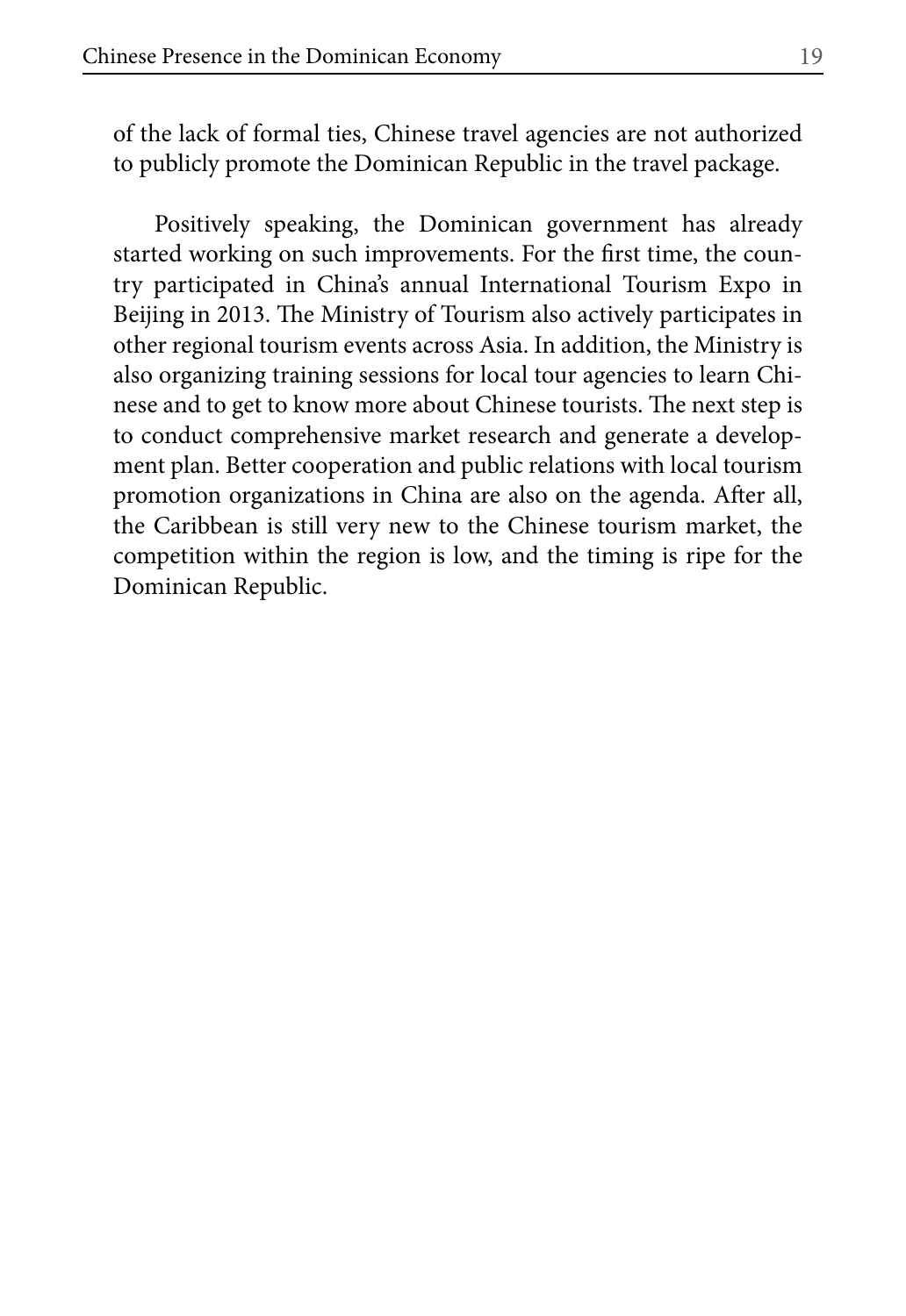of the lack of formal ties, Chinese travel agencies are not authorized to publicly promote the Dominican Republic in the travel package.

Positively speaking, the Dominican government has already started working on such improvements. For the first time, the country participated in China's annual International Tourism Expo in Beijing in 2013. The Ministry of Tourism also actively participates in other regional tourism events across Asia. In addition, the Ministry is also organizing training sessions for local tour agencies to learn Chinese and to get to know more about Chinese tourists. The next step is to conduct comprehensive market research and generate a development plan. Better cooperation and public relations with local tourism promotion organizations in China are also on the agenda. After all, the Caribbean is still very new to the Chinese tourism market, the competition within the region is low, and the timing is ripe for the Dominican Republic.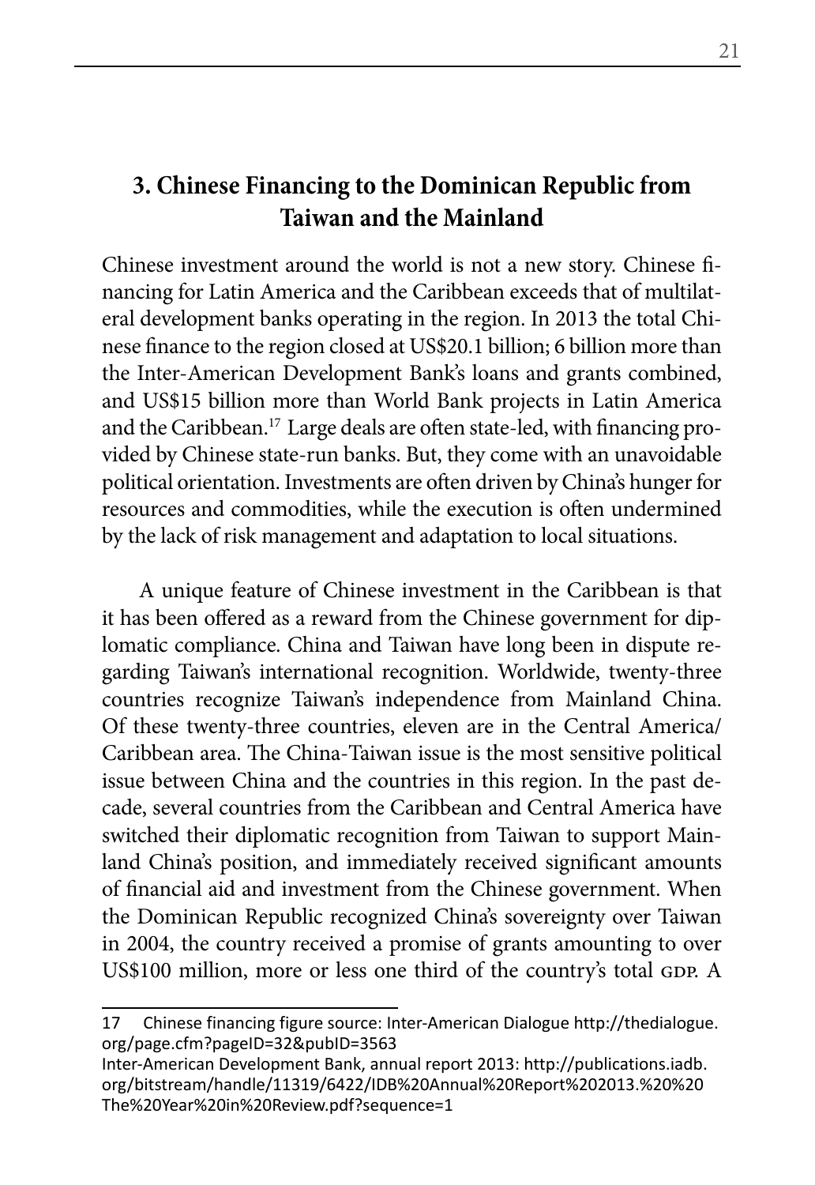## 3. Chinese Financing to the Dominican Republic from Taiwan and the Mainland

Chinese investment around the world is not a new story. Chinese financing for Latin America and the Caribbean exceeds that of multilateral development banks operating in the region. In 2013 the total Chinese finance to the region closed at US$20.1 billion; 6 billion more than the Inter-American Development Bank's loans and grants combined, and US$15 billion more than World Bank projects in Latin America and the Caribbean.[17] Large deals are often state-led, with financing provided by Chinese state-run banks. But, they come with an unavoidable political orientation. Investments are often driven by China's hunger for resources and commodities, while the execution is often undermined by the lack of risk management and adaptation to local situations.

A unique feature of Chinese investment in the Caribbean is that it has been offered as a reward from the Chinese government for diplomatic compliance. China and Taiwan have long been in dispute regarding Taiwan's international recognition. Worldwide, twenty-three countries recognize Taiwan's independence from Mainland China. Of these twenty-three countries, eleven are in the Central America/ Caribbean area. The China-Taiwan issue is the most sensitive political issue between China and the countries in this region. In the past decade, several countries from the Caribbean and Central America have switched their diplomatic recognition from Taiwan to support Mainland China's position, and immediately received significant amounts of financial aid and investment from the Chinese government. When the Dominican Republic recognized China's sovereignty over Taiwan in 2004, the country received a promise of grants amounting to over US$100 million, more or less one third of the country's total GDP. A

---

17 Chinese financing figure source: Inter-American Dialogue http://thedialogue.org/page.cfm?pageID=32&pubID=3563

Inter-American Development Bank, annual report 2013: http://publications.iadb.org/bitstream/handle/11319/6422/IDB%20Annual%20Report%202013.%20%20The%20Year%20in%20Review.pdf?sequence=1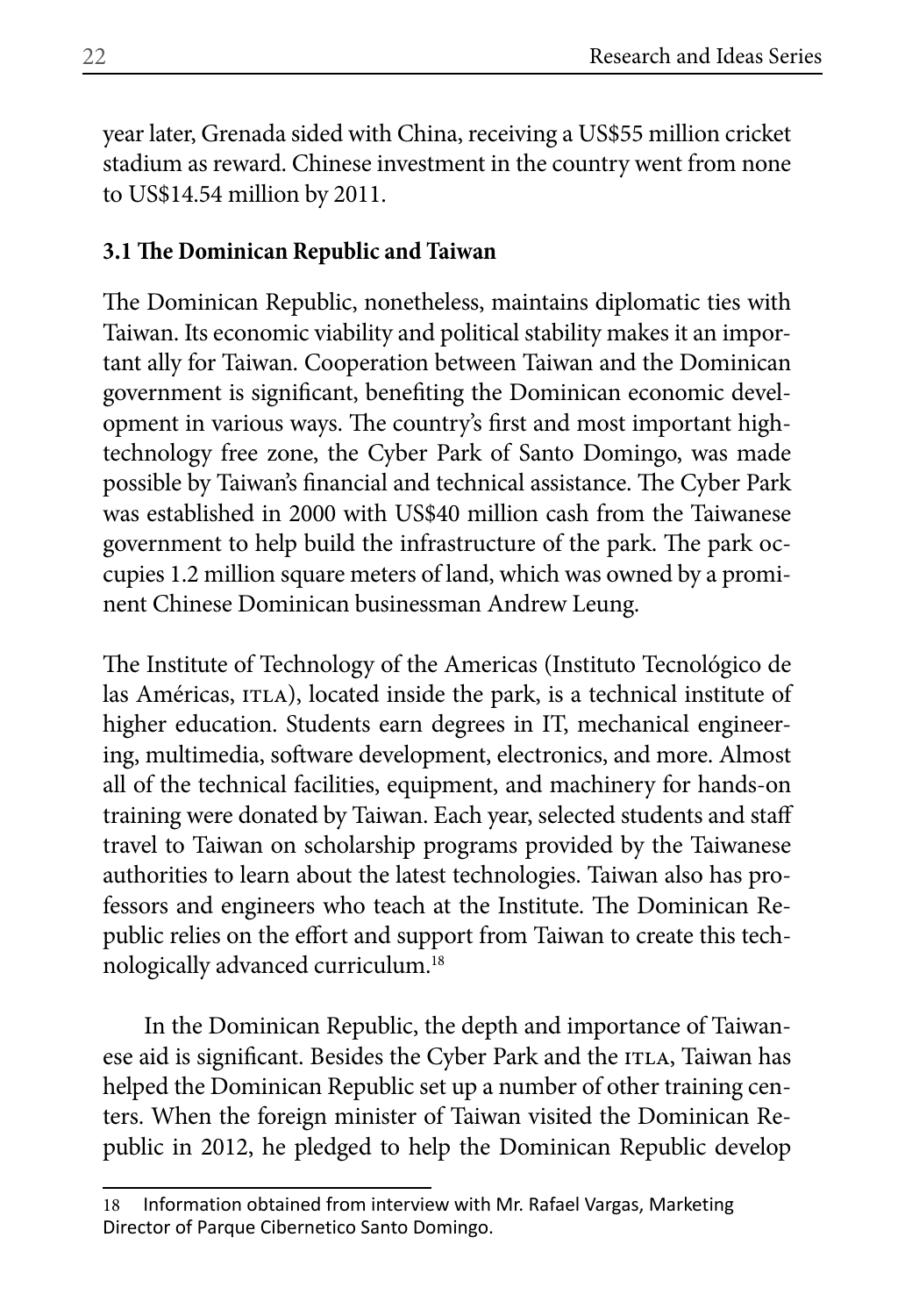year later, Grenada sided with China, receiving a US$55 million cricket stadium as reward. Chinese investment in the country went from none to US$14.54 million by 2011.

### 3.1 The Dominican Republic and Taiwan

The Dominican Republic, nonetheless, maintains diplomatic ties with Taiwan. Its economic viability and political stability makes it an important ally for Taiwan. Cooperation between Taiwan and the Dominican government is significant, benefiting the Dominican economic development in various ways. The country's first and most important high-technology free zone, the Cyber Park of Santo Domingo, was made possible by Taiwan's financial and technical assistance. The Cyber Park was established in 2000 with US$40 million cash from the Taiwanese government to help build the infrastructure of the park. The park occupies 1.2 million square meters of land, which was owned by a prominent Chinese Dominican businessman Andrew Leung.

The Institute of Technology of the Americas (Instituto Tecnológico de las Américas, ITLA), located inside the park, is a technical institute of higher education. Students earn degrees in IT, mechanical engineering, multimedia, software development, electronics, and more. Almost all of the technical facilities, equipment, and machinery for hands-on training were donated by Taiwan. Each year, selected students and staff travel to Taiwan on scholarship programs provided by the Taiwanese authorities to learn about the latest technologies. Taiwan also has professors and engineers who teach at the Institute. The Dominican Republic relies on the effort and support from Taiwan to create this technologically advanced curriculum.[18]

In the Dominican Republic, the depth and importance of Taiwanese aid is significant. Besides the Cyber Park and the ITLA, Taiwan has helped the Dominican Republic set up a number of other training centers. When the foreign minister of Taiwan visited the Dominican Republic in 2012, he pledged to help the Dominican Republic develop

---

18 Information obtained from interview with Mr. Rafael Vargas, Marketing Director of Parque Cibernetico Santo Domingo.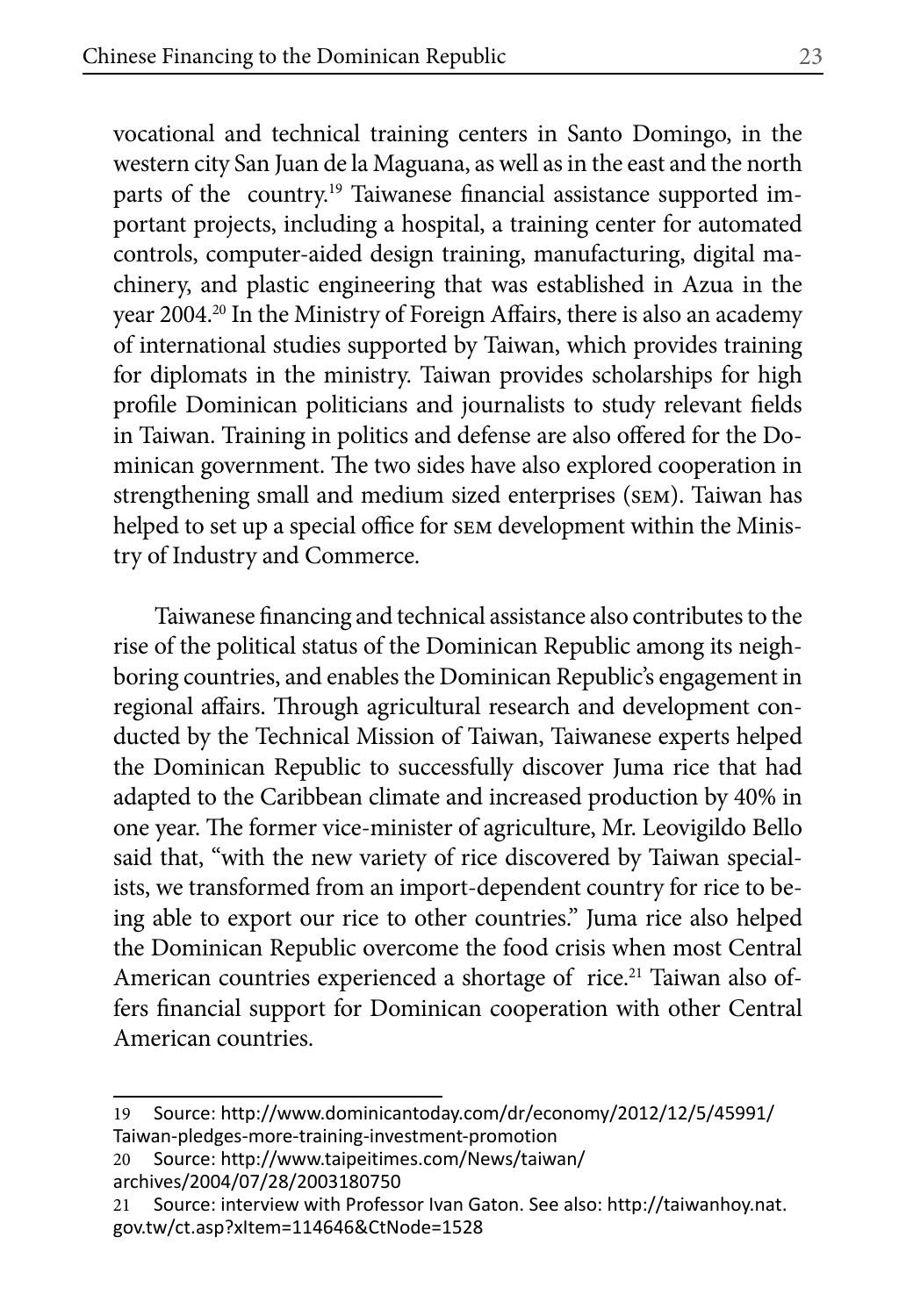vocational and technical training centers in Santo Domingo, in the western city San Juan de la Maguana, as well as in the east and the north parts of the country.[19] Taiwanese financial assistance supported important projects, including a hospital, a training center for automated controls, computer-aided design training, manufacturing, digital machinery, and plastic engineering that was established in Azua in the year 2004.[20] In the Ministry of Foreign Affairs, there is also an academy of international studies supported by Taiwan, which provides training for diplomats in the ministry. Taiwan provides scholarships for high profile Dominican politicians and journalists to study relevant fields in Taiwan. Training in politics and defense are also offered for the Dominican government. The two sides have also explored cooperation in strengthening small and medium sized enterprises (SEM). Taiwan has helped to set up a special office for SEM development within the Ministry of Industry and Commerce.

Taiwanese financing and technical assistance also contributes to the rise of the political status of the Dominican Republic among its neighboring countries, and enables the Dominican Republic's engagement in regional affairs. Through agricultural research and development conducted by the Technical Mission of Taiwan, Taiwanese experts helped the Dominican Republic to successfully discover Juma rice that had adapted to the Caribbean climate and increased production by 40% in one year. The former vice-minister of agriculture, Mr. Leovigildo Bello said that, "with the new variety of rice discovered by Taiwan specialists, we transformed from an import-dependent country for rice to being able to export our rice to other countries." Juma rice also helped the Dominican Republic overcome the food crisis when most Central American countries experienced a shortage of rice.[21] Taiwan also offers financial support for Dominican cooperation with other Central American countries.

---

19 Source: http://www.dominicantoday.com/dr/economy/2012/12/5/45991/Taiwan-pledges-more-training-investment-promotion

20 Source: http://www.taipeitimes.com/News/taiwan/archives/2004/07/28/2003180750

21 Source: interview with Professor Ivan Gaton. See also: http://taiwanhoy.nat.gov.tw/ct.asp?xItem=114646&CtNode=1528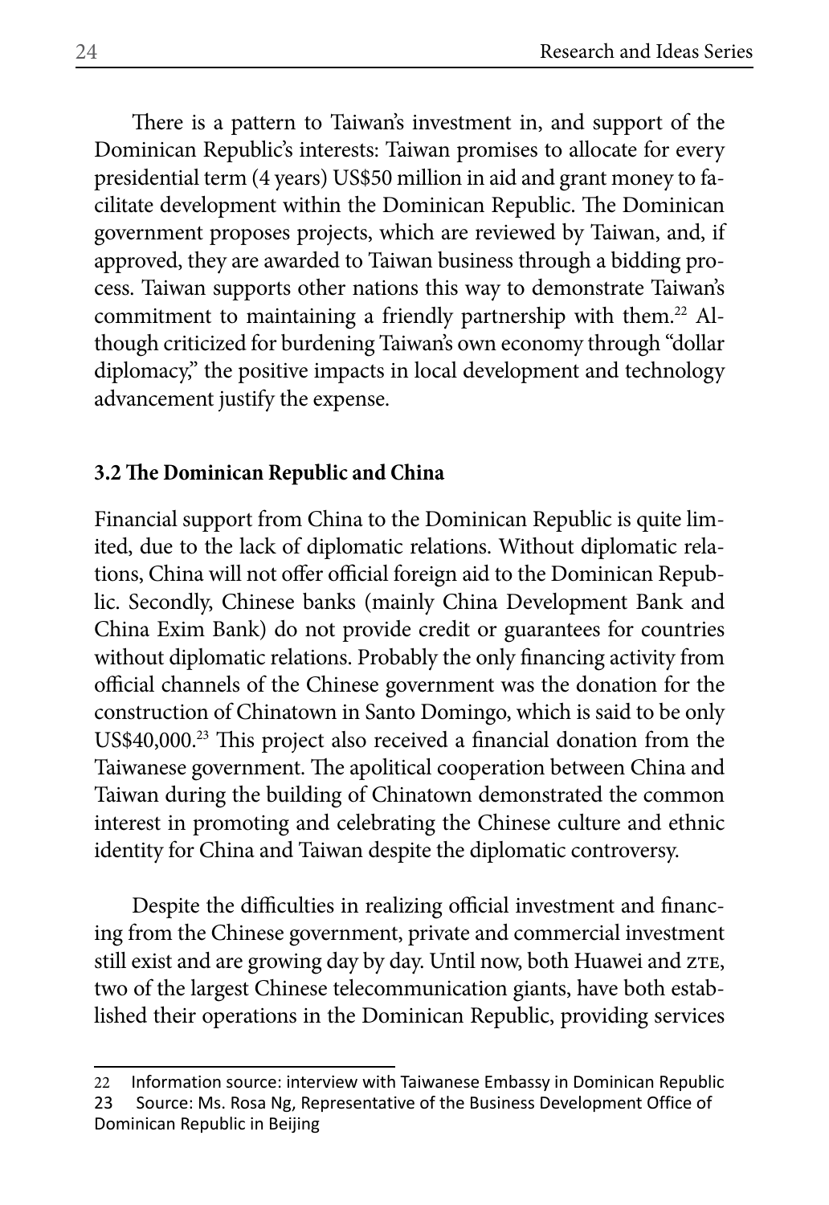There is a pattern to Taiwan's investment in, and support of the Dominican Republic's interests: Taiwan promises to allocate for every presidential term (4 years) US$50 million in aid and grant money to facilitate development within the Dominican Republic. The Dominican government proposes projects, which are reviewed by Taiwan, and, if approved, they are awarded to Taiwan business through a bidding process. Taiwan supports other nations this way to demonstrate Taiwan's commitment to maintaining a friendly partnership with them.[22] Although criticized for burdening Taiwan's own economy through "dollar diplomacy," the positive impacts in local development and technology advancement justify the expense.

### 3.2 The Dominican Republic and China

Financial support from China to the Dominican Republic is quite limited, due to the lack of diplomatic relations. Without diplomatic relations, China will not offer official foreign aid to the Dominican Republic. Secondly, Chinese banks (mainly China Development Bank and China Exim Bank) do not provide credit or guarantees for countries without diplomatic relations. Probably the only financing activity from official channels of the Chinese government was the donation for the construction of Chinatown in Santo Domingo, which is said to be only US$40,000.[23] This project also received a financial donation from the Taiwanese government. The apolitical cooperation between China and Taiwan during the building of Chinatown demonstrated the common interest in promoting and celebrating the Chinese culture and ethnic identity for China and Taiwan despite the diplomatic controversy.

Despite the difficulties in realizing official investment and financing from the Chinese government, private and commercial investment still exist and are growing day by day. Until now, both Huawei and ZTE, two of the largest Chinese telecommunication giants, have both established their operations in the Dominican Republic, providing services

---

22 Information source: interview with Taiwanese Embassy in Dominican Republic

23 Source: Ms. Rosa Ng, Representative of the Business Development Office of Dominican Republic in Beijing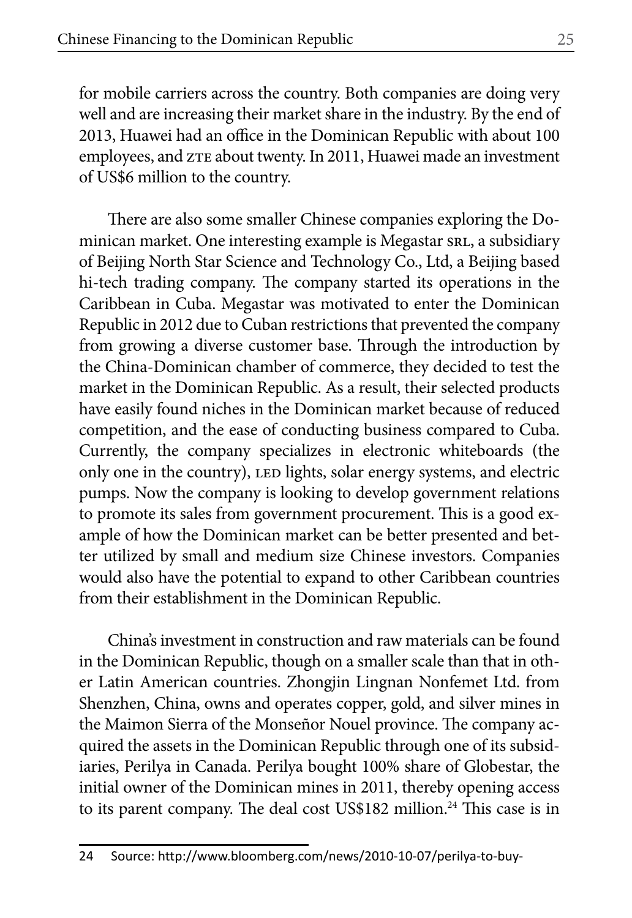for mobile carriers across the country. Both companies are doing very well and are increasing their market share in the industry. By the end of 2013, Huawei had an office in the Dominican Republic with about 100 employees, and ZTE about twenty. In 2011, Huawei made an investment of US$6 million to the country.

There are also some smaller Chinese companies exploring the Dominican market. One interesting example is Megastar SRL, a subsidiary of Beijing North Star Science and Technology Co., Ltd, a Beijing based hi-tech trading company. The company started its operations in the Caribbean in Cuba. Megastar was motivated to enter the Dominican Republic in 2012 due to Cuban restrictions that prevented the company from growing a diverse customer base. Through the introduction by the China-Dominican chamber of commerce, they decided to test the market in the Dominican Republic. As a result, their selected products have easily found niches in the Dominican market because of reduced competition, and the ease of conducting business compared to Cuba. Currently, the company specializes in electronic whiteboards (the only one in the country), LED lights, solar energy systems, and electric pumps. Now the company is looking to develop government relations to promote its sales from government procurement. This is a good example of how the Dominican market can be better presented and better utilized by small and medium size Chinese investors. Companies would also have the potential to expand to other Caribbean countries from their establishment in the Dominican Republic.

China's investment in construction and raw materials can be found in the Dominican Republic, though on a smaller scale than that in other Latin American countries. Zhongjin Lingnan Nonfemet Ltd. from Shenzhen, China, owns and operates copper, gold, and silver mines in the Maimon Sierra of the Monseñor Nouel province. The company acquired the assets in the Dominican Republic through one of its subsidiaries, Perilya in Canada. Perilya bought 100% share of Globestar, the initial owner of the Dominican mines in 2011, thereby opening access to its parent company. The deal cost US$182 million.[24] This case is in

---

24 Source: http://www.bloomberg.com/news/2010-10-07/perilya-to-buy-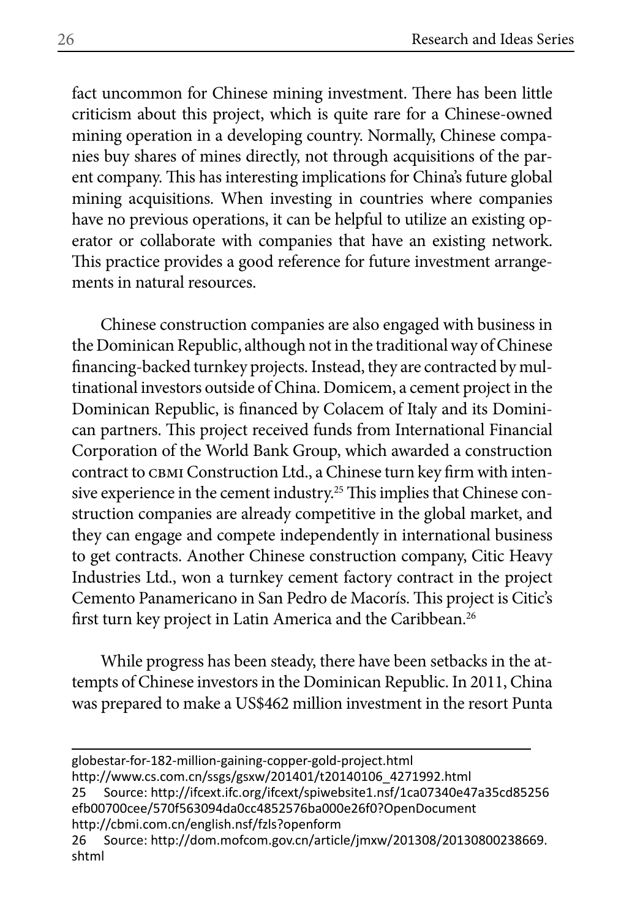fact uncommon for Chinese mining investment. There has been little criticism about this project, which is quite rare for a Chinese-owned mining operation in a developing country. Normally, Chinese companies buy shares of mines directly, not through acquisitions of the parent company. This has interesting implications for China's future global mining acquisitions. When investing in countries where companies have no previous operations, it can be helpful to utilize an existing operator or collaborate with companies that have an existing network. This practice provides a good reference for future investment arrangements in natural resources.

Chinese construction companies are also engaged with business in the Dominican Republic, although not in the traditional way of Chinese financing-backed turnkey projects. Instead, they are contracted by multinational investors outside of China. Domicem, a cement project in the Dominican Republic, is financed by Colacem of Italy and its Dominican partners. This project received funds from International Financial Corporation of the World Bank Group, which awarded a construction contract to CBMI Construction Ltd., a Chinese turn key firm with intensive experience in the cement industry.[25] This implies that Chinese construction companies are already competitive in the global market, and they can engage and compete independently in international business to get contracts. Another Chinese construction company, Citic Heavy Industries Ltd., won a turnkey cement factory contract in the project Cemento Panamericano in San Pedro de Macorís. This project is Citic's first turn key project in Latin America and the Caribbean.[26]

While progress has been steady, there have been setbacks in the attempts of Chinese investors in the Dominican Republic. In 2011, China was prepared to make a US$462 million investment in the resort Punta

---

globestar-for-182-million-gaining-copper-gold-project.html
http://www.cs.com.cn/ssgs/gsxw/201401/t20140106_4271992.html

25 Source: http://ifcext.ifc.org/ifcext/spiwebsite1.nsf/1ca07340e47a35cd85256efb00700cee/570f563094da0cc4852576ba000e26f0?OpenDocument
http://cbmi.com.cn/english.nsf/fzls?openform

26 Source: http://dom.mofcom.gov.cn/article/jmxw/201308/20130800238669.shtml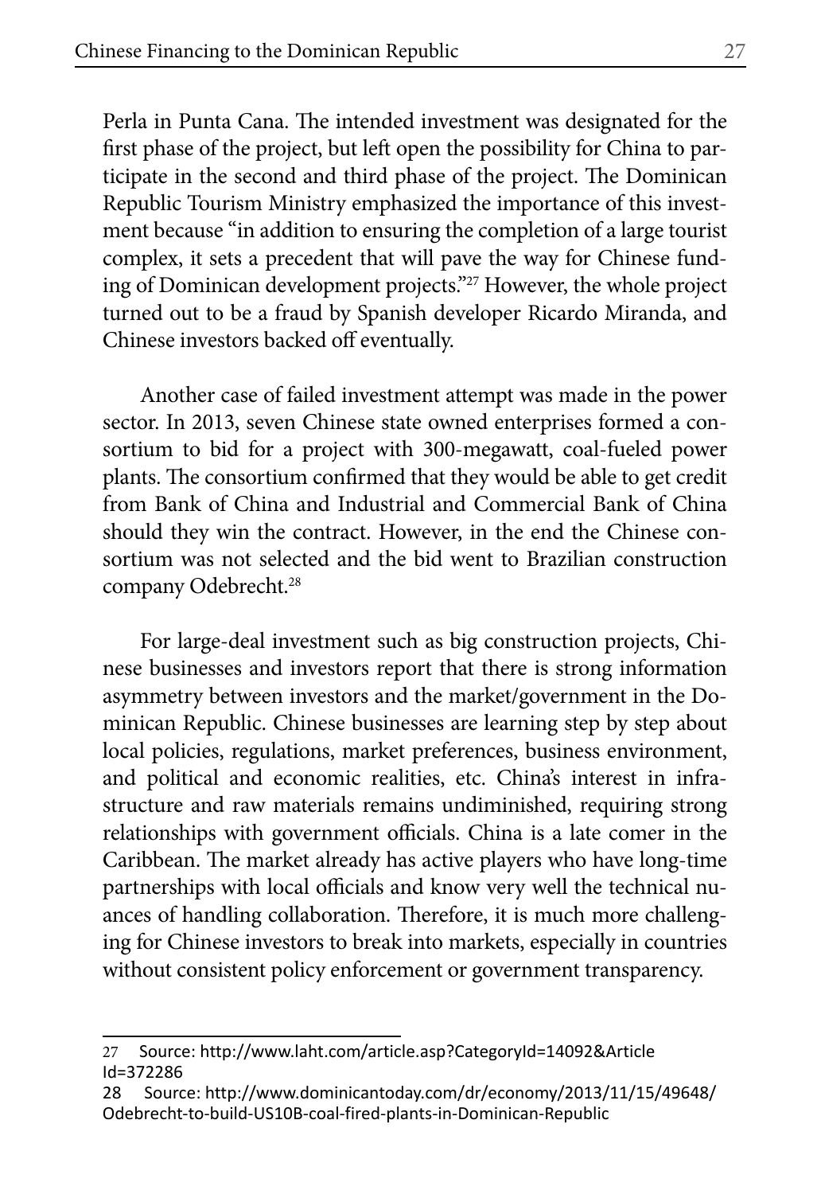Perla in Punta Cana. The intended investment was designated for the first phase of the project, but left open the possibility for China to participate in the second and third phase of the project. The Dominican Republic Tourism Ministry emphasized the importance of this investment because "in addition to ensuring the completion of a large tourist complex, it sets a precedent that will pave the way for Chinese funding of Dominican development projects."[27] However, the whole project turned out to be a fraud by Spanish developer Ricardo Miranda, and Chinese investors backed off eventually.

Another case of failed investment attempt was made in the power sector. In 2013, seven Chinese state owned enterprises formed a consortium to bid for a project with 300-megawatt, coal-fueled power plants. The consortium confirmed that they would be able to get credit from Bank of China and Industrial and Commercial Bank of China should they win the contract. However, in the end the Chinese consortium was not selected and the bid went to Brazilian construction company Odebrecht.[28]

For large-deal investment such as big construction projects, Chinese businesses and investors report that there is strong information asymmetry between investors and the market/government in the Dominican Republic. Chinese businesses are learning step by step about local policies, regulations, market preferences, business environment, and political and economic realities, etc. China's interest in infrastructure and raw materials remains undiminished, requiring strong relationships with government officials. China is a late comer in the Caribbean. The market already has active players who have long-time partnerships with local officials and know very well the technical nuances of handling collaboration. Therefore, it is much more challenging for Chinese investors to break into markets, especially in countries without consistent policy enforcement or government transparency.

---

27 Source: http://www.laht.com/article.asp?CategoryId=14092&ArticleId=372286

28 Source: http://www.dominicantoday.com/dr/economy/2013/11/15/49648/Odebrecht-to-build-US10B-coal-fired-plants-in-Dominican-Republic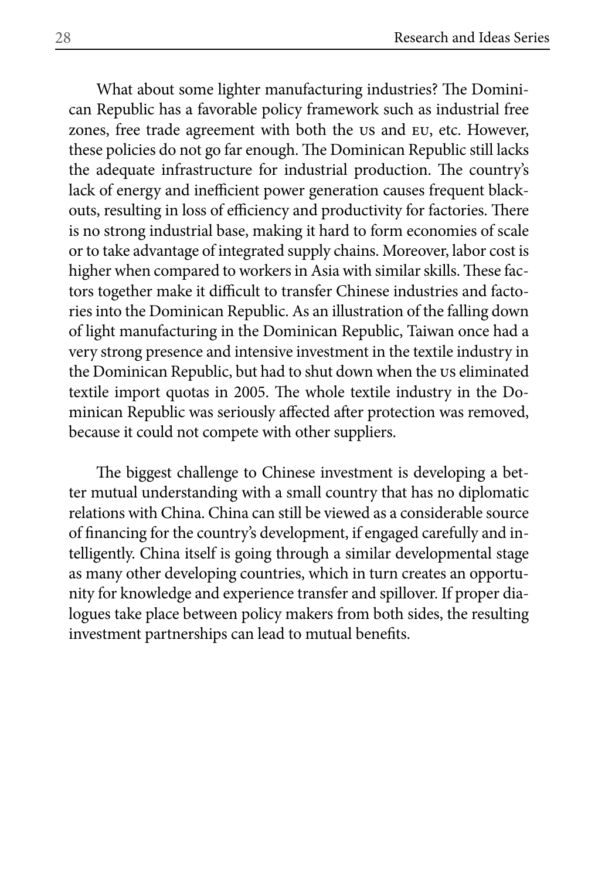What about some lighter manufacturing industries? The Dominican Republic has a favorable policy framework such as industrial free zones, free trade agreement with both the US and EU, etc. However, these policies do not go far enough. The Dominican Republic still lacks the adequate infrastructure for industrial production. The country's lack of energy and inefficient power generation causes frequent blackouts, resulting in loss of efficiency and productivity for factories. There is no strong industrial base, making it hard to form economies of scale or to take advantage of integrated supply chains. Moreover, labor cost is higher when compared to workers in Asia with similar skills. These factors together make it difficult to transfer Chinese industries and factories into the Dominican Republic. As an illustration of the falling down of light manufacturing in the Dominican Republic, Taiwan once had a very strong presence and intensive investment in the textile industry in the Dominican Republic, but had to shut down when the US eliminated textile import quotas in 2005. The whole textile industry in the Dominican Republic was seriously affected after protection was removed, because it could not compete with other suppliers.

The biggest challenge to Chinese investment is developing a better mutual understanding with a small country that has no diplomatic relations with China. China can still be viewed as a considerable source of financing for the country's development, if engaged carefully and intelligently. China itself is going through a similar developmental stage as many other developing countries, which in turn creates an opportunity for knowledge and experience transfer and spillover. If proper dialogues take place between policy makers from both sides, the resulting investment partnerships can lead to mutual benefits.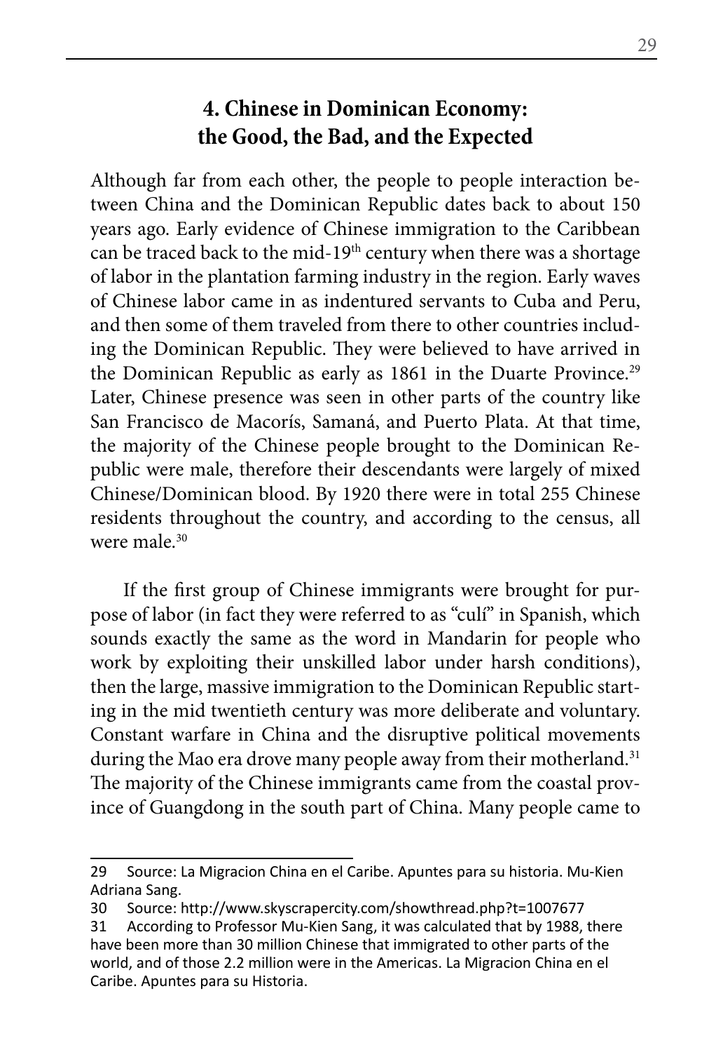## 4. Chinese in Dominican Economy: the Good, the Bad, and the Expected

Although far from each other, the people to people interaction between China and the Dominican Republic dates back to about 150 years ago. Early evidence of Chinese immigration to the Caribbean can be traced back to the mid-19th century when there was a shortage of labor in the plantation farming industry in the region. Early waves of Chinese labor came in as indentured servants to Cuba and Peru, and then some of them traveled from there to other countries including the Dominican Republic. They were believed to have arrived in the Dominican Republic as early as 1861 in the Duarte Province.[29] Later, Chinese presence was seen in other parts of the country like San Francisco de Macorís, Samaná, and Puerto Plata. At that time, the majority of the Chinese people brought to the Dominican Republic were male, therefore their descendants were largely of mixed Chinese/Dominican blood. By 1920 there were in total 255 Chinese residents throughout the country, and according to the census, all were male.[30]

If the first group of Chinese immigrants were brought for purpose of labor (in fact they were referred to as "culí" in Spanish, which sounds exactly the same as the word in Mandarin for people who work by exploiting their unskilled labor under harsh conditions), then the large, massive immigration to the Dominican Republic starting in the mid twentieth century was more deliberate and voluntary. Constant warfare in China and the disruptive political movements during the Mao era drove many people away from their motherland.[31] The majority of the Chinese immigrants came from the coastal province of Guangdong in the south part of China. Many people came to

---

29 Source: La Migracion China en el Caribe. Apuntes para su historia. Mu-Kien Adriana Sang.

30 Source: http://www.skyscrapercity.com/showthread.php?t=1007677

31 According to Professor Mu-Kien Sang, it was calculated that by 1988, there have been more than 30 million Chinese that immigrated to other parts of the world, and of those 2.2 million were in the Americas. La Migracion China en el Caribe. Apuntes para su Historia.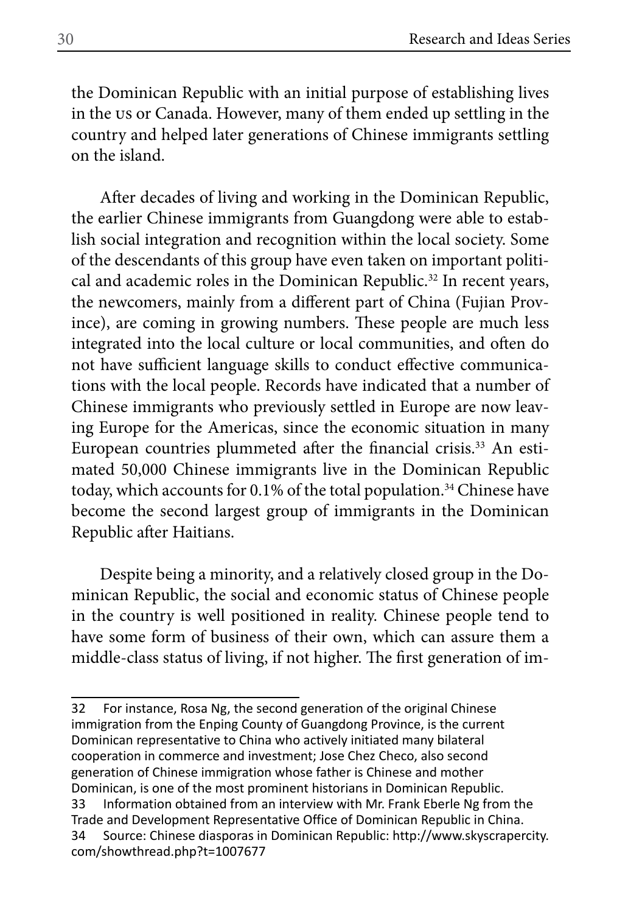the Dominican Republic with an initial purpose of establishing lives in the US or Canada. However, many of them ended up settling in the country and helped later generations of Chinese immigrants settling on the island.

After decades of living and working in the Dominican Republic, the earlier Chinese immigrants from Guangdong were able to establish social integration and recognition within the local society. Some of the descendants of this group have even taken on important political and academic roles in the Dominican Republic.[32] In recent years, the newcomers, mainly from a different part of China (Fujian Province), are coming in growing numbers. These people are much less integrated into the local culture or local communities, and often do not have sufficient language skills to conduct effective communications with the local people. Records have indicated that a number of Chinese immigrants who previously settled in Europe are now leaving Europe for the Americas, since the economic situation in many European countries plummeted after the financial crisis.[33] An estimated 50,000 Chinese immigrants live in the Dominican Republic today, which accounts for 0.1% of the total population.[34] Chinese have become the second largest group of immigrants in the Dominican Republic after Haitians.

Despite being a minority, and a relatively closed group in the Dominican Republic, the social and economic status of Chinese people in the country is well positioned in reality. Chinese people tend to have some form of business of their own, which can assure them a middle-class status of living, if not higher. The first generation of im-

---

32 For instance, Rosa Ng, the second generation of the original Chinese immigration from the Enping County of Guangdong Province, is the current Dominican representative to China who actively initiated many bilateral cooperation in commerce and investment; Jose Chez Checo, also second generation of Chinese immigration whose father is Chinese and mother Dominican, is one of the most prominent historians in Dominican Republic.

33 Information obtained from an interview with Mr. Frank Eberle Ng from the Trade and Development Representative Office of Dominican Republic in China.

34 Source: Chinese diasporas in Dominican Republic: http://www.skyscrapercity.com/showthread.php?t=1007677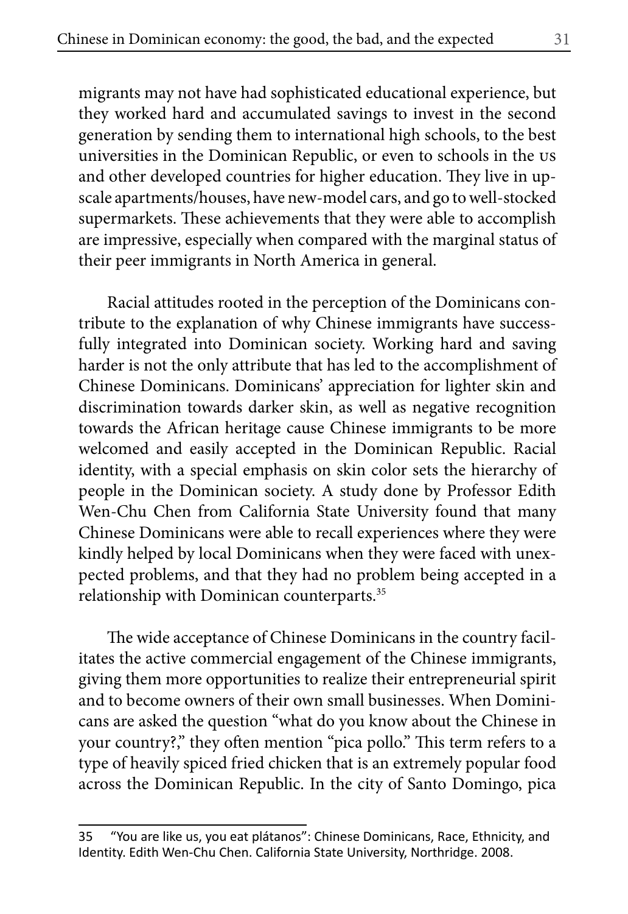migrants may not have had sophisticated educational experience, but they worked hard and accumulated savings to invest in the second generation by sending them to international high schools, to the best universities in the Dominican Republic, or even to schools in the US and other developed countries for higher education. They live in upscale apartments/houses, have new-model cars, and go to well-stocked supermarkets. These achievements that they were able to accomplish are impressive, especially when compared with the marginal status of their peer immigrants in North America in general.

Racial attitudes rooted in the perception of the Dominicans contribute to the explanation of why Chinese immigrants have successfully integrated into Dominican society. Working hard and saving harder is not the only attribute that has led to the accomplishment of Chinese Dominicans. Dominicans' appreciation for lighter skin and discrimination towards darker skin, as well as negative recognition towards the African heritage cause Chinese immigrants to be more welcomed and easily accepted in the Dominican Republic. Racial identity, with a special emphasis on skin color sets the hierarchy of people in the Dominican society. A study done by Professor Edith Wen-Chu Chen from California State University found that many Chinese Dominicans were able to recall experiences where they were kindly helped by local Dominicans when they were faced with unexpected problems, and that they had no problem being accepted in a relationship with Dominican counterparts.[35]

The wide acceptance of Chinese Dominicans in the country facilitates the active commercial engagement of the Chinese immigrants, giving them more opportunities to realize their entrepreneurial spirit and to become owners of their own small businesses. When Dominicans are asked the question "what do you know about the Chinese in your country?," they often mention "pica pollo." This term refers to a type of heavily spiced fried chicken that is an extremely popular food across the Dominican Republic. In the city of Santo Domingo, pica

---

35 "You are like us, you eat plátanos": Chinese Dominicans, Race, Ethnicity, and Identity. Edith Wen-Chu Chen. California State University, Northridge. 2008.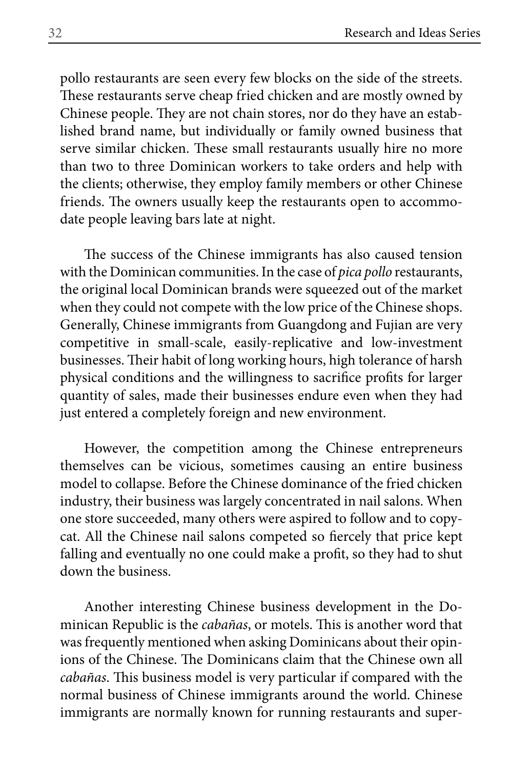pollo restaurants are seen every few blocks on the side of the streets. These restaurants serve cheap fried chicken and are mostly owned by Chinese people. They are not chain stores, nor do they have an established brand name, but individually or family owned business that serve similar chicken. These small restaurants usually hire no more than two to three Dominican workers to take orders and help with the clients; otherwise, they employ family members or other Chinese friends. The owners usually keep the restaurants open to accommodate people leaving bars late at night.

The success of the Chinese immigrants has also caused tension with the Dominican communities. In the case of *pica pollo* restaurants, the original local Dominican brands were squeezed out of the market when they could not compete with the low price of the Chinese shops. Generally, Chinese immigrants from Guangdong and Fujian are very competitive in small-scale, easily-replicative and low-investment businesses. Their habit of long working hours, high tolerance of harsh physical conditions and the willingness to sacrifice profits for larger quantity of sales, made their businesses endure even when they had just entered a completely foreign and new environment.

However, the competition among the Chinese entrepreneurs themselves can be vicious, sometimes causing an entire business model to collapse. Before the Chinese dominance of the fried chicken industry, their business was largely concentrated in nail salons. When one store succeeded, many others were aspired to follow and to copycat. All the Chinese nail salons competed so fiercely that price kept falling and eventually no one could make a profit, so they had to shut down the business.

Another interesting Chinese business development in the Dominican Republic is the *cabañas*, or motels. This is another word that was frequently mentioned when asking Dominicans about their opinions of the Chinese. The Dominicans claim that the Chinese own all *cabañas*. This business model is very particular if compared with the normal business of Chinese immigrants around the world. Chinese immigrants are normally known for running restaurants and super-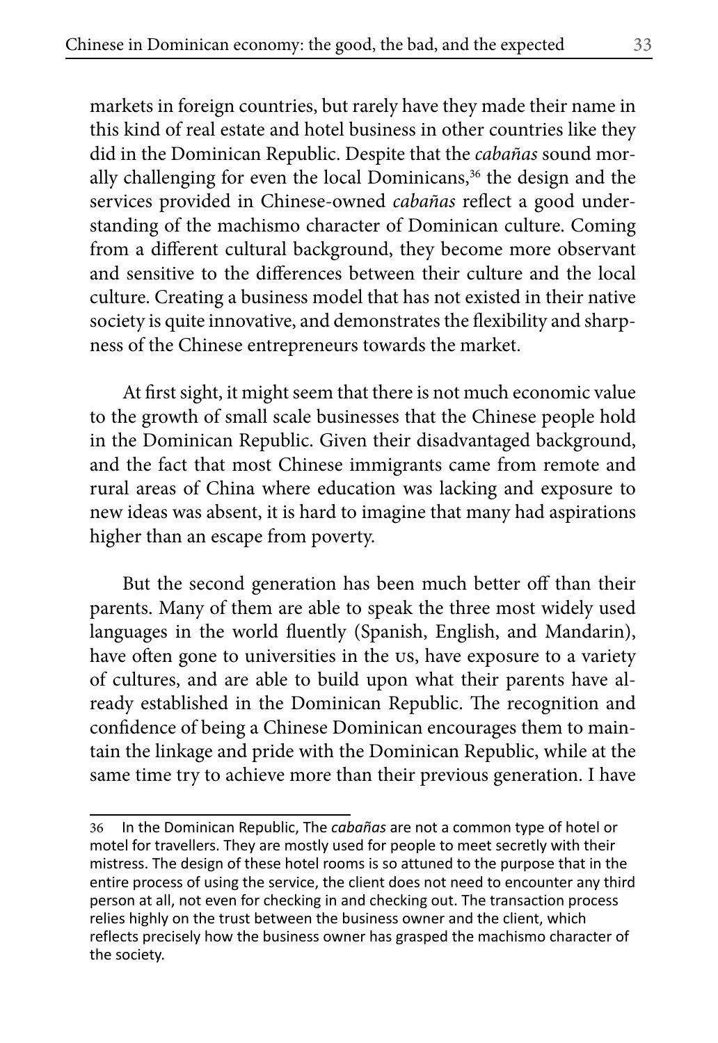markets in foreign countries, but rarely have they made their name in this kind of real estate and hotel business in other countries like they did in the Dominican Republic. Despite that the *cabañas* sound morally challenging for even the local Dominicans,[36] the design and the services provided in Chinese-owned *cabañas* reflect a good understanding of the machismo character of Dominican culture. Coming from a different cultural background, they become more observant and sensitive to the differences between their culture and the local culture. Creating a business model that has not existed in their native society is quite innovative, and demonstrates the flexibility and sharpness of the Chinese entrepreneurs towards the market.

At first sight, it might seem that there is not much economic value to the growth of small scale businesses that the Chinese people hold in the Dominican Republic. Given their disadvantaged background, and the fact that most Chinese immigrants came from remote and rural areas of China where education was lacking and exposure to new ideas was absent, it is hard to imagine that many had aspirations higher than an escape from poverty.

But the second generation has been much better off than their parents. Many of them are able to speak the three most widely used languages in the world fluently (Spanish, English, and Mandarin), have often gone to universities in the US, have exposure to a variety of cultures, and are able to build upon what their parents have already established in the Dominican Republic. The recognition and confidence of being a Chinese Dominican encourages them to maintain the linkage and pride with the Dominican Republic, while at the same time try to achieve more than their previous generation. I have

---

36 In the Dominican Republic, The *cabañas* are not a common type of hotel or motel for travellers. They are mostly used for people to meet secretly with their mistress. The design of these hotel rooms is so attuned to the purpose that in the entire process of using the service, the client does not need to encounter any third person at all, not even for checking in and checking out. The transaction process relies highly on the trust between the business owner and the client, which reflects precisely how the business owner has grasped the machismo character of the society.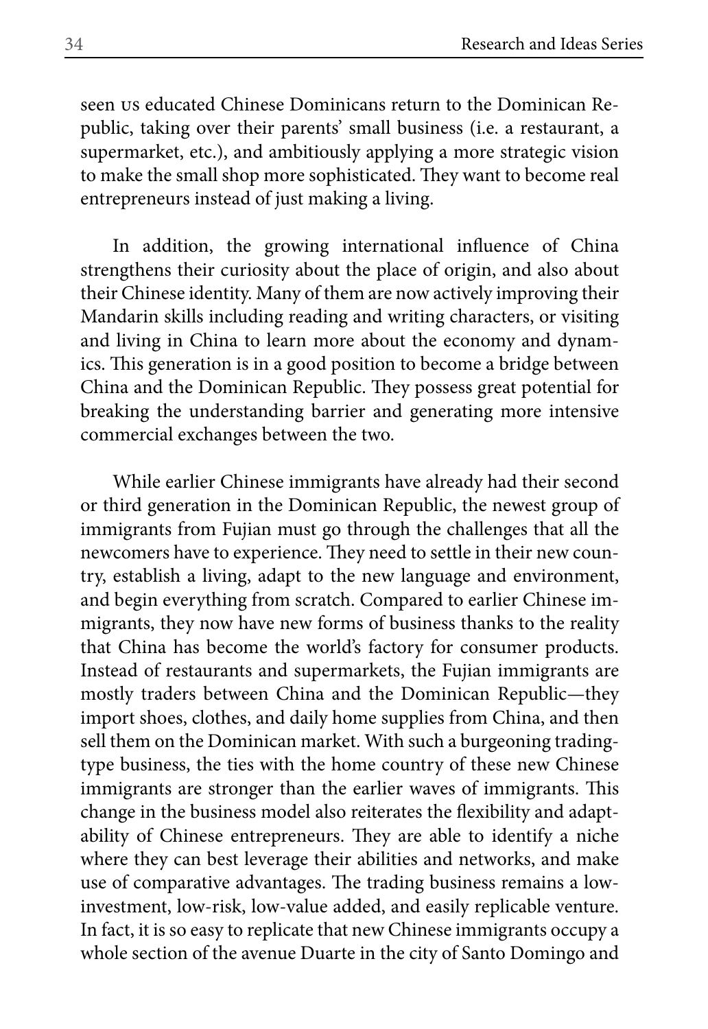seen US educated Chinese Dominicans return to the Dominican Republic, taking over their parents' small business (i.e. a restaurant, a supermarket, etc.), and ambitiously applying a more strategic vision to make the small shop more sophisticated. They want to become real entrepreneurs instead of just making a living.

In addition, the growing international influence of China strengthens their curiosity about the place of origin, and also about their Chinese identity. Many of them are now actively improving their Mandarin skills including reading and writing characters, or visiting and living in China to learn more about the economy and dynamics. This generation is in a good position to become a bridge between China and the Dominican Republic. They possess great potential for breaking the understanding barrier and generating more intensive commercial exchanges between the two.

While earlier Chinese immigrants have already had their second or third generation in the Dominican Republic, the newest group of immigrants from Fujian must go through the challenges that all the newcomers have to experience. They need to settle in their new country, establish a living, adapt to the new language and environment, and begin everything from scratch. Compared to earlier Chinese immigrants, they now have new forms of business thanks to the reality that China has become the world's factory for consumer products. Instead of restaurants and supermarkets, the Fujian immigrants are mostly traders between China and the Dominican Republic—they import shoes, clothes, and daily home supplies from China, and then sell them on the Dominican market. With such a burgeoning trading-type business, the ties with the home country of these new Chinese immigrants are stronger than the earlier waves of immigrants. This change in the business model also reiterates the flexibility and adaptability of Chinese entrepreneurs. They are able to identify a niche where they can best leverage their abilities and networks, and make use of comparative advantages. The trading business remains a low-investment, low-risk, low-value added, and easily replicable venture. In fact, it is so easy to replicate that new Chinese immigrants occupy a whole section of the avenue Duarte in the city of Santo Domingo and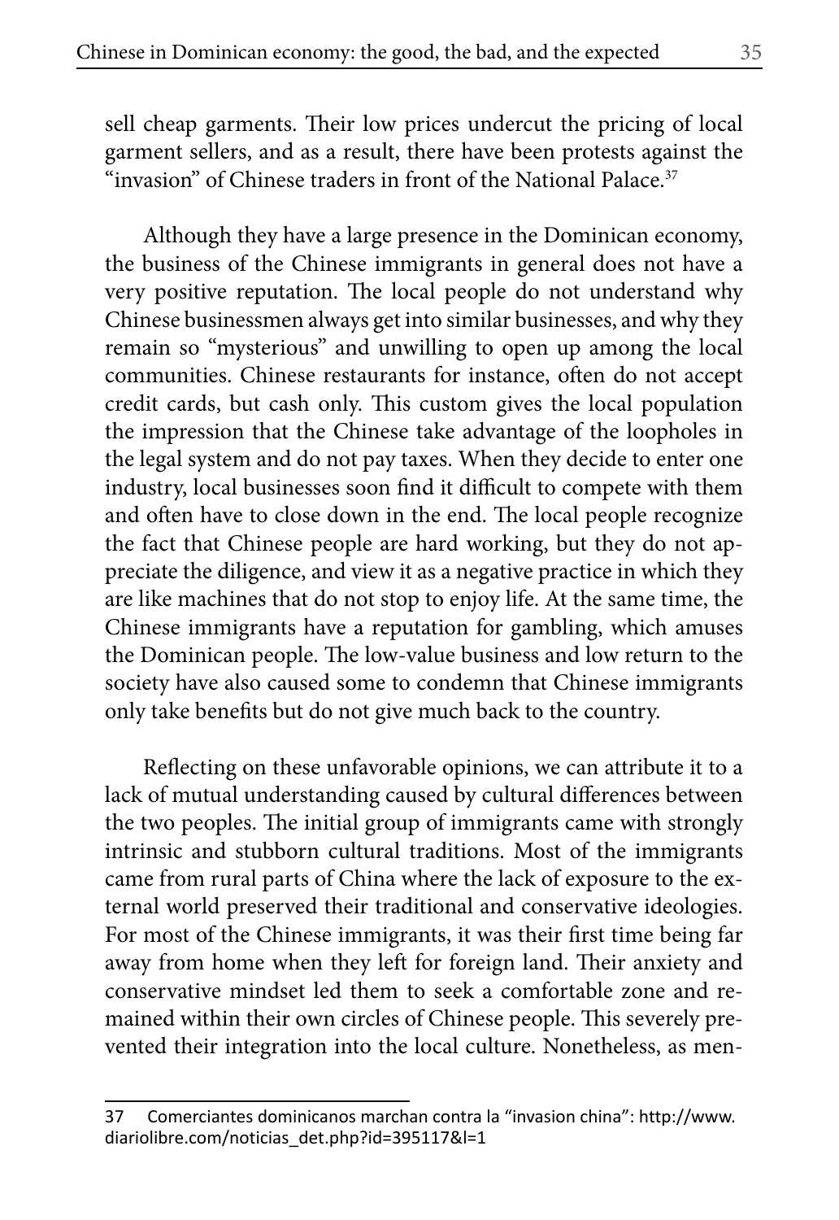sell cheap garments. Their low prices undercut the pricing of local garment sellers, and as a result, there have been protests against the "invasion" of Chinese traders in front of the National Palace.[37]

Although they have a large presence in the Dominican economy, the business of the Chinese immigrants in general does not have a very positive reputation. The local people do not understand why Chinese businessmen always get into similar businesses, and why they remain so "mysterious" and unwilling to open up among the local communities. Chinese restaurants for instance, often do not accept credit cards, but cash only. This custom gives the local population the impression that the Chinese take advantage of the loopholes in the legal system and do not pay taxes. When they decide to enter one industry, local businesses soon find it difficult to compete with them and often have to close down in the end. The local people recognize the fact that Chinese people are hard working, but they do not appreciate the diligence, and view it as a negative practice in which they are like machines that do not stop to enjoy life. At the same time, the Chinese immigrants have a reputation for gambling, which amuses the Dominican people. The low-value business and low return to the society have also caused some to condemn that Chinese immigrants only take benefits but do not give much back to the country.

Reflecting on these unfavorable opinions, we can attribute it to a lack of mutual understanding caused by cultural differences between the two peoples. The initial group of immigrants came with strongly intrinsic and stubborn cultural traditions. Most of the immigrants came from rural parts of China where the lack of exposure to the external world preserved their traditional and conservative ideologies. For most of the Chinese immigrants, it was their first time being far away from home when they left for foreign land. Their anxiety and conservative mindset led them to seek a comfortable zone and remained within their own circles of Chinese people. This severely prevented their integration into the local culture. Nonetheless, as men-

---

37 Comerciantes dominicanos marchan contra la "invasion china": http://www.diariolibre.com/noticias_det.php?id=395117&l=1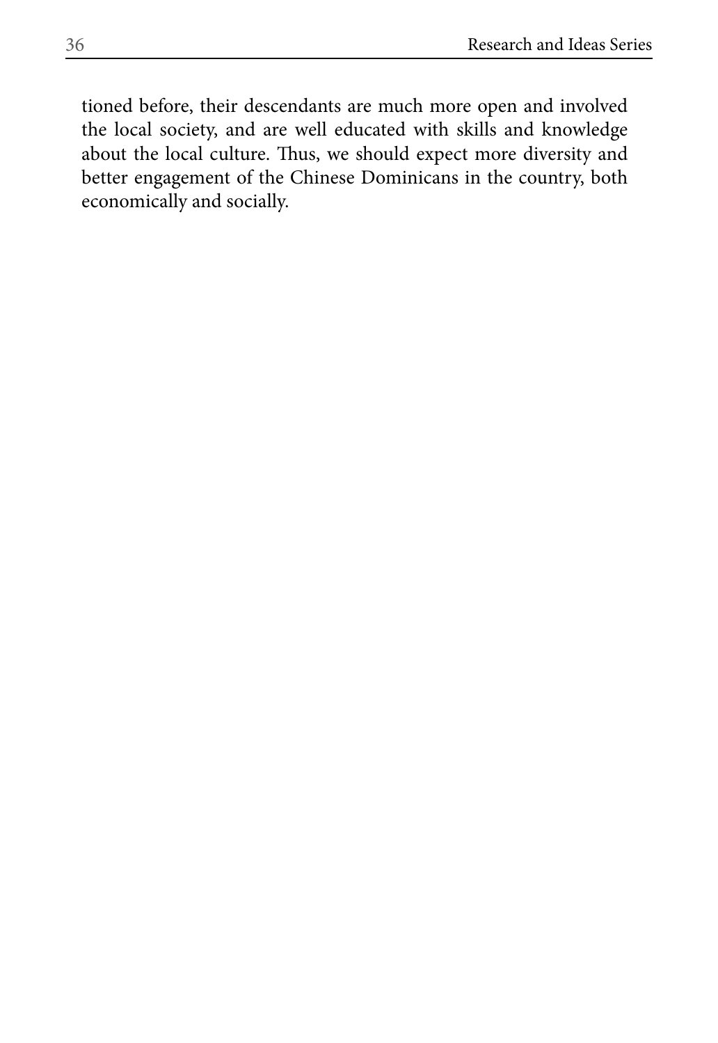tioned before, their descendants are much more open and involved the local society, and are well educated with skills and knowledge about the local culture. Thus, we should expect more diversity and better engagement of the Chinese Dominicans in the country, both economically and socially.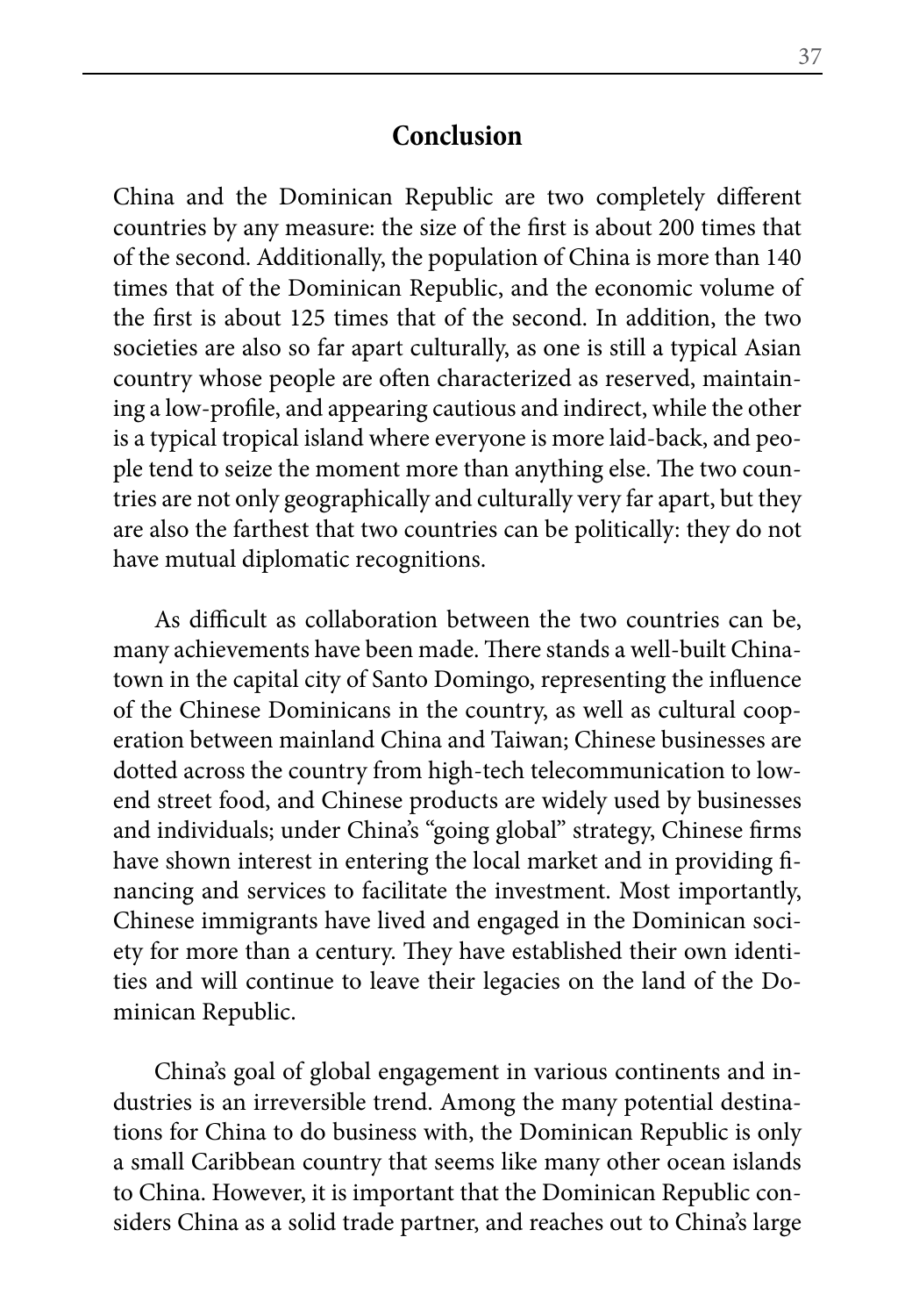## Conclusion

China and the Dominican Republic are two completely different countries by any measure: the size of the first is about 200 times that of the second. Additionally, the population of China is more than 140 times that of the Dominican Republic, and the economic volume of the first is about 125 times that of the second. In addition, the two societies are also so far apart culturally, as one is still a typical Asian country whose people are often characterized as reserved, maintaining a low-profile, and appearing cautious and indirect, while the other is a typical tropical island where everyone is more laid-back, and people tend to seize the moment more than anything else. The two countries are not only geographically and culturally very far apart, but they are also the farthest that two countries can be politically: they do not have mutual diplomatic recognitions.

As difficult as collaboration between the two countries can be, many achievements have been made. There stands a well-built Chinatown in the capital city of Santo Domingo, representing the influence of the Chinese Dominicans in the country, as well as cultural cooperation between mainland China and Taiwan; Chinese businesses are dotted across the country from high-tech telecommunication to low-end street food, and Chinese products are widely used by businesses and individuals; under China's "going global" strategy, Chinese firms have shown interest in entering the local market and in providing financing and services to facilitate the investment. Most importantly, Chinese immigrants have lived and engaged in the Dominican society for more than a century. They have established their own identities and will continue to leave their legacies on the land of the Dominican Republic.

China's goal of global engagement in various continents and industries is an irreversible trend. Among the many potential destinations for China to do business with, the Dominican Republic is only a small Caribbean country that seems like many other ocean islands to China. However, it is important that the Dominican Republic considers China as a solid trade partner, and reaches out to China's large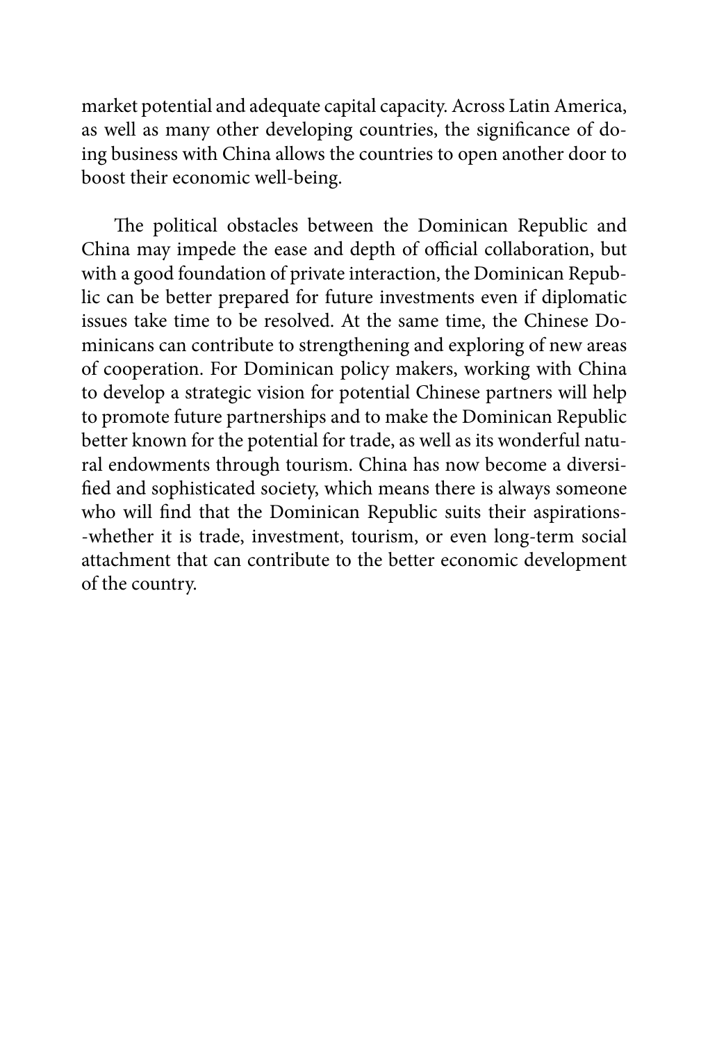market potential and adequate capital capacity. Across Latin America, as well as many other developing countries, the significance of doing business with China allows the countries to open another door to boost their economic well-being.

The political obstacles between the Dominican Republic and China may impede the ease and depth of official collaboration, but with a good foundation of private interaction, the Dominican Republic can be better prepared for future investments even if diplomatic issues take time to be resolved. At the same time, the Chinese Dominicans can contribute to strengthening and exploring of new areas of cooperation. For Dominican policy makers, working with China to develop a strategic vision for potential Chinese partners will help to promote future partnerships and to make the Dominican Republic better known for the potential for trade, as well as its wonderful natural endowments through tourism. China has now become a diversified and sophisticated society, which means there is always someone who will find that the Dominican Republic suits their aspirations--whether it is trade, investment, tourism, or even long-term social attachment that can contribute to the better economic development of the country.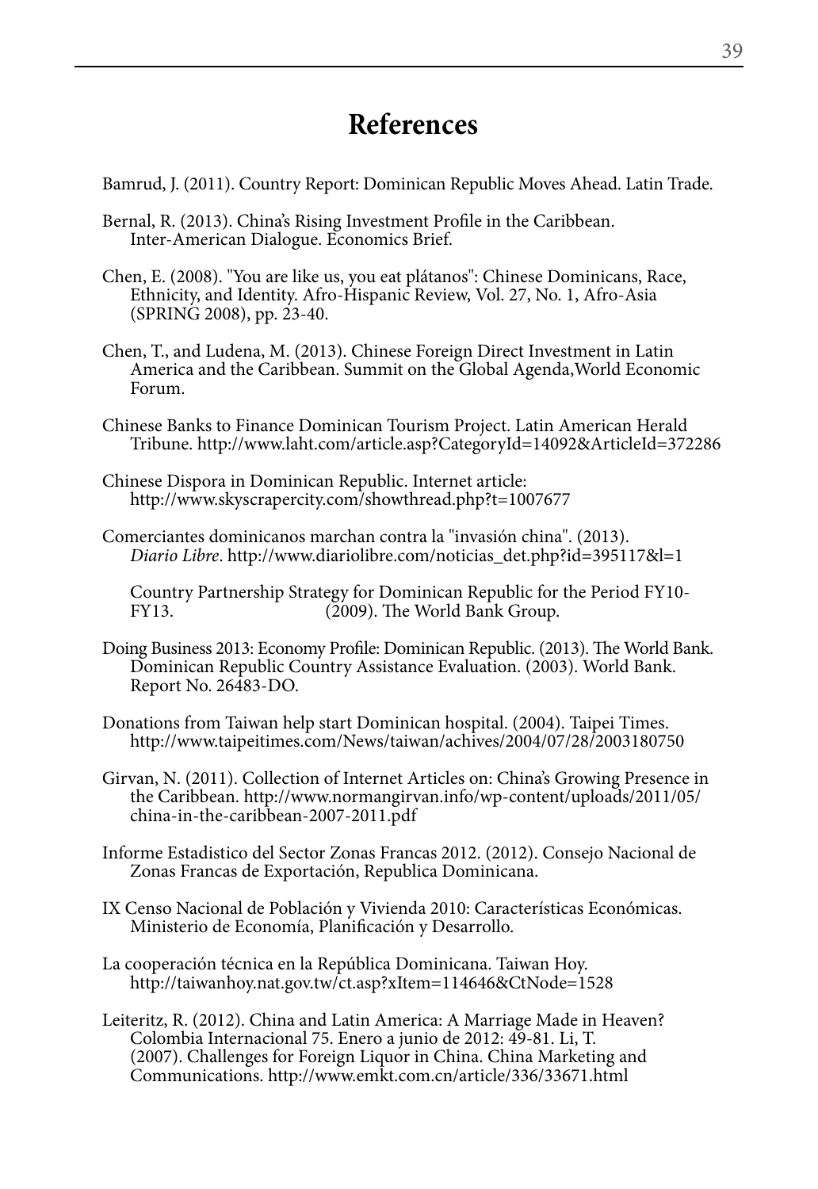# References

Bamrud, J. (2011). Country Report: Dominican Republic Moves Ahead. Latin Trade.

Bernal, R. (2013). China's Rising Investment Profile in the Caribbean. Inter-American Dialogue. Economics Brief.

Chen, E. (2008). "You are like us, you eat plátanos": Chinese Dominicans, Race, Ethnicity, and Identity. Afro-Hispanic Review, Vol. 27, No. 1, Afro-Asia (SPRING 2008), pp. 23-40.

Chen, T., and Ludena, M. (2013). Chinese Foreign Direct Investment in Latin America and the Caribbean. Summit on the Global Agenda,World Economic Forum.

Chinese Banks to Finance Dominican Tourism Project. Latin American Herald Tribune. http://www.laht.com/article.asp?CategoryId=14092&ArticleId=372286

Chinese Dispora in Dominican Republic. Internet article: http://www.skyscrapercity.com/showthread.php?t=1007677

Comerciantes dominicanos marchan contra la "invasión china". (2013). *Diario Libre*. http://www.diariolibre.com/noticias_det.php?id=395117&l=1

Country Partnership Strategy for Dominican Republic for the Period FY10-FY13. (2009). The World Bank Group.

Doing Business 2013: Economy Profile: Dominican Republic. (2013). The World Bank. Dominican Republic Country Assistance Evaluation. (2003). World Bank. Report No. 26483-DO.

Donations from Taiwan help start Dominican hospital. (2004). Taipei Times. http://www.taipeitimes.com/News/taiwan/achives/2004/07/28/2003180750

Girvan, N. (2011). Collection of Internet Articles on: China's Growing Presence in the Caribbean. http://www.normangirvan.info/wp-content/uploads/2011/05/china-in-the-caribbean-2007-2011.pdf

Informe Estadistico del Sector Zonas Francas 2012. (2012). Consejo Nacional de Zonas Francas de Exportación, Republica Dominicana.

IX Censo Nacional de Población y Vivienda 2010: Características Económicas. Ministerio de Economía, Planificación y Desarrollo.

La cooperación técnica en la República Dominicana. Taiwan Hoy. http://taiwanhoy.nat.gov.tw/ct.asp?xItem=114646&CtNode=1528

Leiteritz, R. (2012). China and Latin America: A Marriage Made in Heaven? Colombia Internacional 75. Enero a junio de 2012: 49-81. Li, T. (2007). Challenges for Foreign Liquor in China. China Marketing and Communications. http://www.emkt.com.cn/article/336/33671.html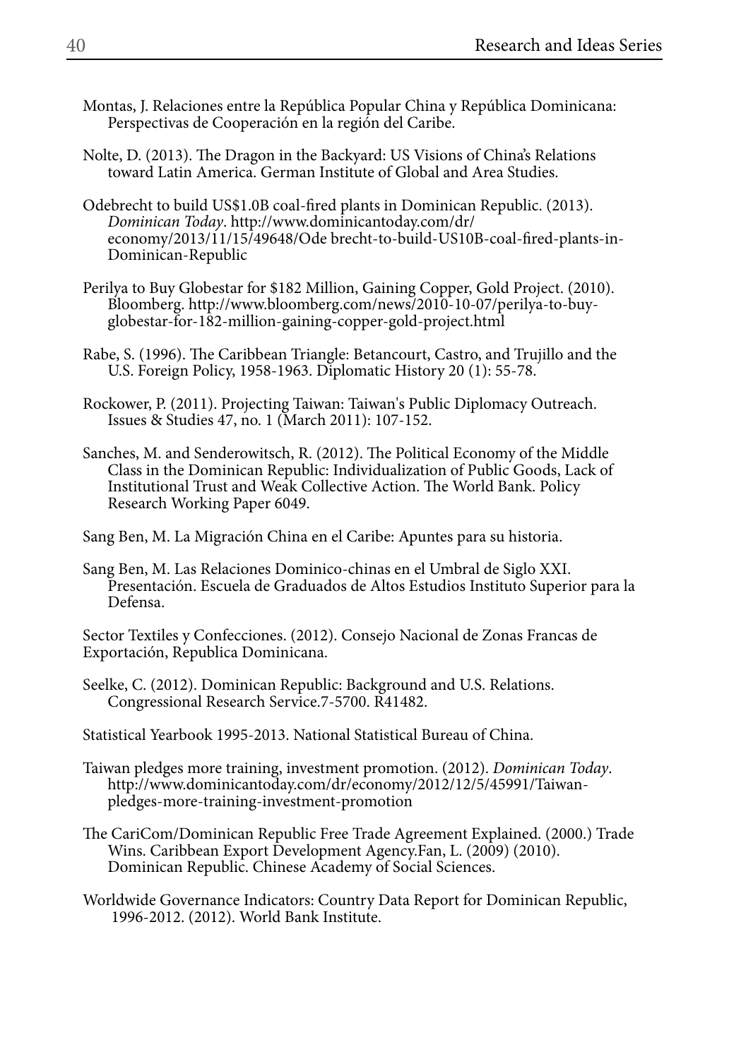Montas, J. Relaciones entre la República Popular China y República Dominicana: Perspectivas de Cooperación en la región del Caribe.

Nolte, D. (2013). The Dragon in the Backyard: US Visions of China's Relations toward Latin America. German Institute of Global and Area Studies.

Odebrecht to build US$1.0B coal-fired plants in Dominican Republic. (2013). *Dominican Today*. http://www.dominicantoday.com/dr/economy/2013/11/15/49648/Ode brecht-to-build-US10B-coal-fired-plants-in-Dominican-Republic

Perilya to Buy Globestar for $182 Million, Gaining Copper, Gold Project. (2010). Bloomberg. http://www.bloomberg.com/news/2010-10-07/perilya-to-buy-globestar-for-182-million-gaining-copper-gold-project.html

Rabe, S. (1996). The Caribbean Triangle: Betancourt, Castro, and Trujillo and the U.S. Foreign Policy, 1958-1963. Diplomatic History 20 (1): 55-78.

Rockower, P. (2011). Projecting Taiwan: Taiwan's Public Diplomacy Outreach. Issues & Studies 47, no. 1 (March 2011): 107-152.

Sanches, M. and Senderowitsch, R. (2012). The Political Economy of the Middle Class in the Dominican Republic: Individualization of Public Goods, Lack of Institutional Trust and Weak Collective Action. The World Bank. Policy Research Working Paper 6049.

Sang Ben, M. La Migración China en el Caribe: Apuntes para su historia.

Sang Ben, M. Las Relaciones Dominico-chinas en el Umbral de Siglo XXI. Presentación. Escuela de Graduados de Altos Estudios Instituto Superior para la Defensa.

Sector Textiles y Confecciones. (2012). Consejo Nacional de Zonas Francas de Exportación, Republica Dominicana.

Seelke, C. (2012). Dominican Republic: Background and U.S. Relations. Congressional Research Service.7-5700. R41482.

Statistical Yearbook 1995-2013. National Statistical Bureau of China.

Taiwan pledges more training, investment promotion. (2012). *Dominican Today*. http://www.dominicantoday.com/dr/economy/2012/12/5/45991/Taiwan-pledges-more-training-investment-promotion

The CariCom/Dominican Republic Free Trade Agreement Explained. (2000.) Trade Wins. Caribbean Export Development Agency.Fan, L. (2009) (2010). Dominican Republic. Chinese Academy of Social Sciences.

Worldwide Governance Indicators: Country Data Report for Dominican Republic, 1996-2012. (2012). World Bank Institute.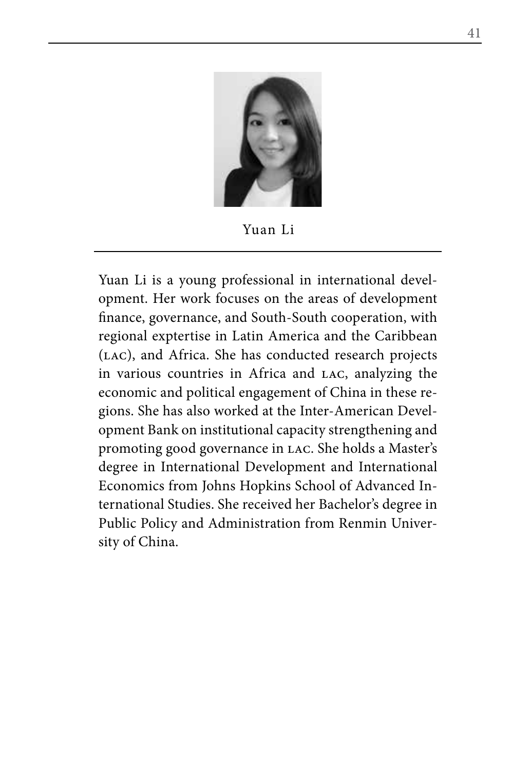Yuan Li

Yuan Li is a young professional in international development. Her work focuses on the areas of development finance, governance, and South-South cooperation, with regional exptertise in Latin America and the Caribbean (LAC), and Africa. She has conducted research projects in various countries in Africa and LAC, analyzing the economic and political engagement of China in these regions. She has also worked at the Inter-American Development Bank on institutional capacity strengthening and promoting good governance in LAC. She holds a Master's degree in International Development and International Economics from Johns Hopkins School of Advanced International Studies. She received her Bachelor's degree in Public Policy and Administration from Renmin University of China.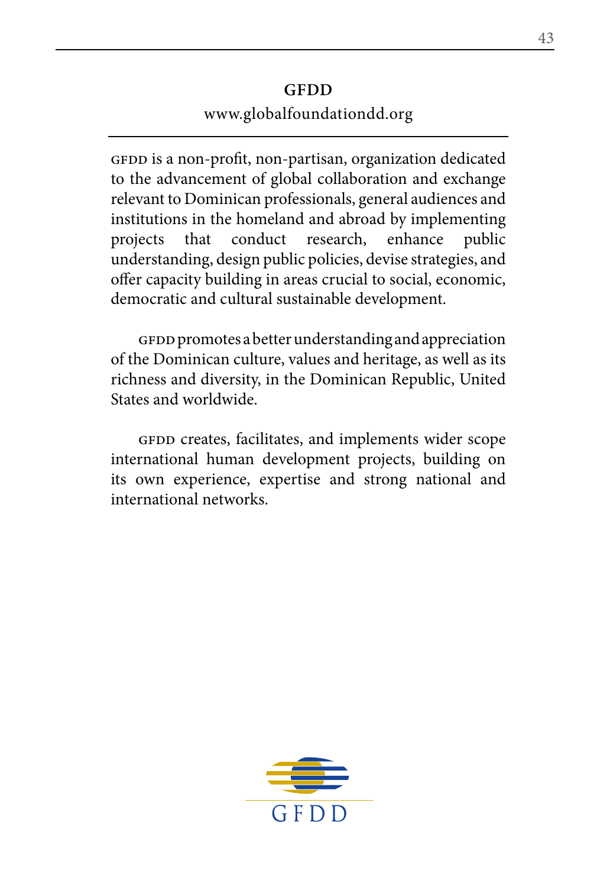## GFDD

www.globalfoundationdd.org

GFDD is a non-profit, non-partisan, organization dedicated to the advancement of global collaboration and exchange relevant to Dominican professionals, general audiences and institutions in the homeland and abroad by implementing projects that conduct research, enhance public understanding, design public policies, devise strategies, and offer capacity building in areas crucial to social, economic, democratic and cultural sustainable development.

GFDD promotes a better understanding and appreciation of the Dominican culture, values and heritage, as well as its richness and diversity, in the Dominican Republic, United States and worldwide.

GFDD creates, facilitates, and implements wider scope international human development projects, building on its own experience, expertise and strong national and international networks.

GFDD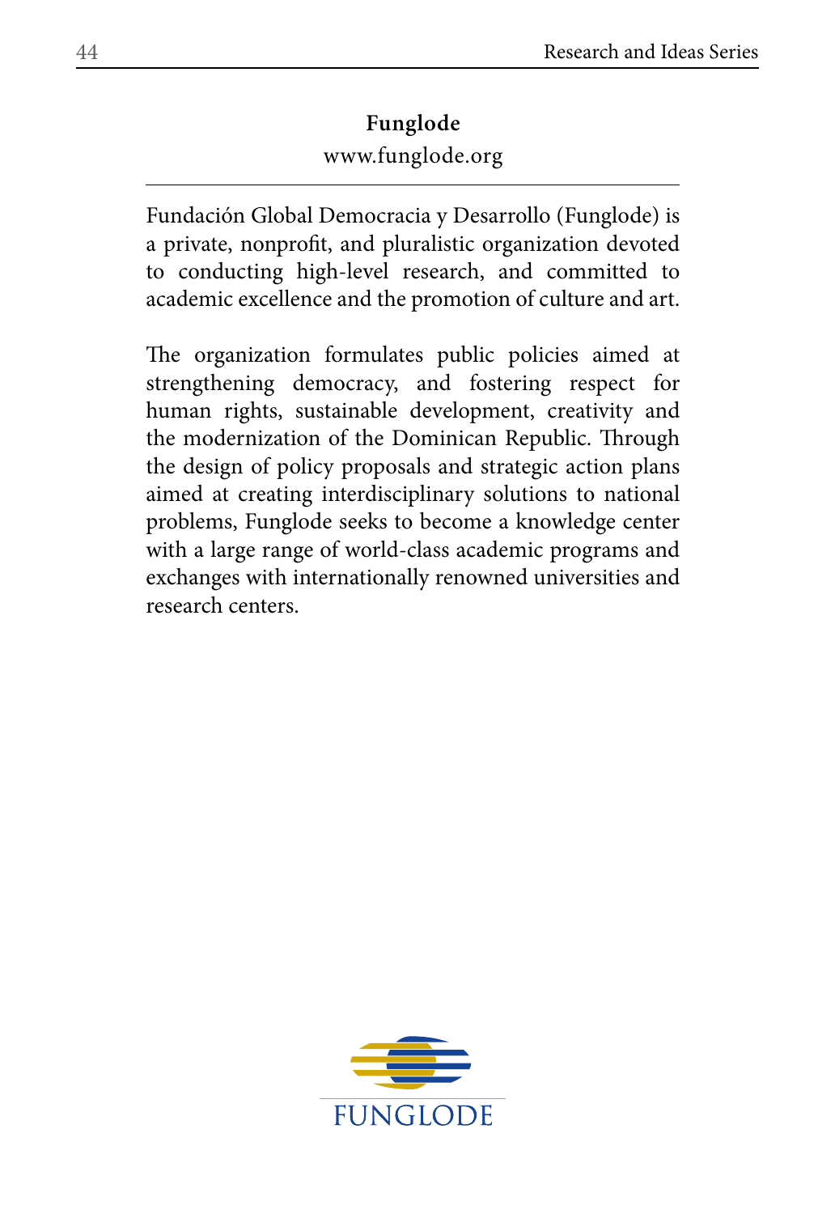## Funglode

www.funglode.org

---

Fundación Global Democracia y Desarrollo (Funglode) is a private, nonprofit, and pluralistic organization devoted to conducting high-level research, and committed to academic excellence and the promotion of culture and art.

The organization formulates public policies aimed at strengthening democracy, and fostering respect for human rights, sustainable development, creativity and the modernization of the Dominican Republic. Through the design of policy proposals and strategic action plans aimed at creating interdisciplinary solutions to national problems, Funglode seeks to become a knowledge center with a large range of world-class academic programs and exchanges with internationally renowned universities and research centers.

FUNGLODE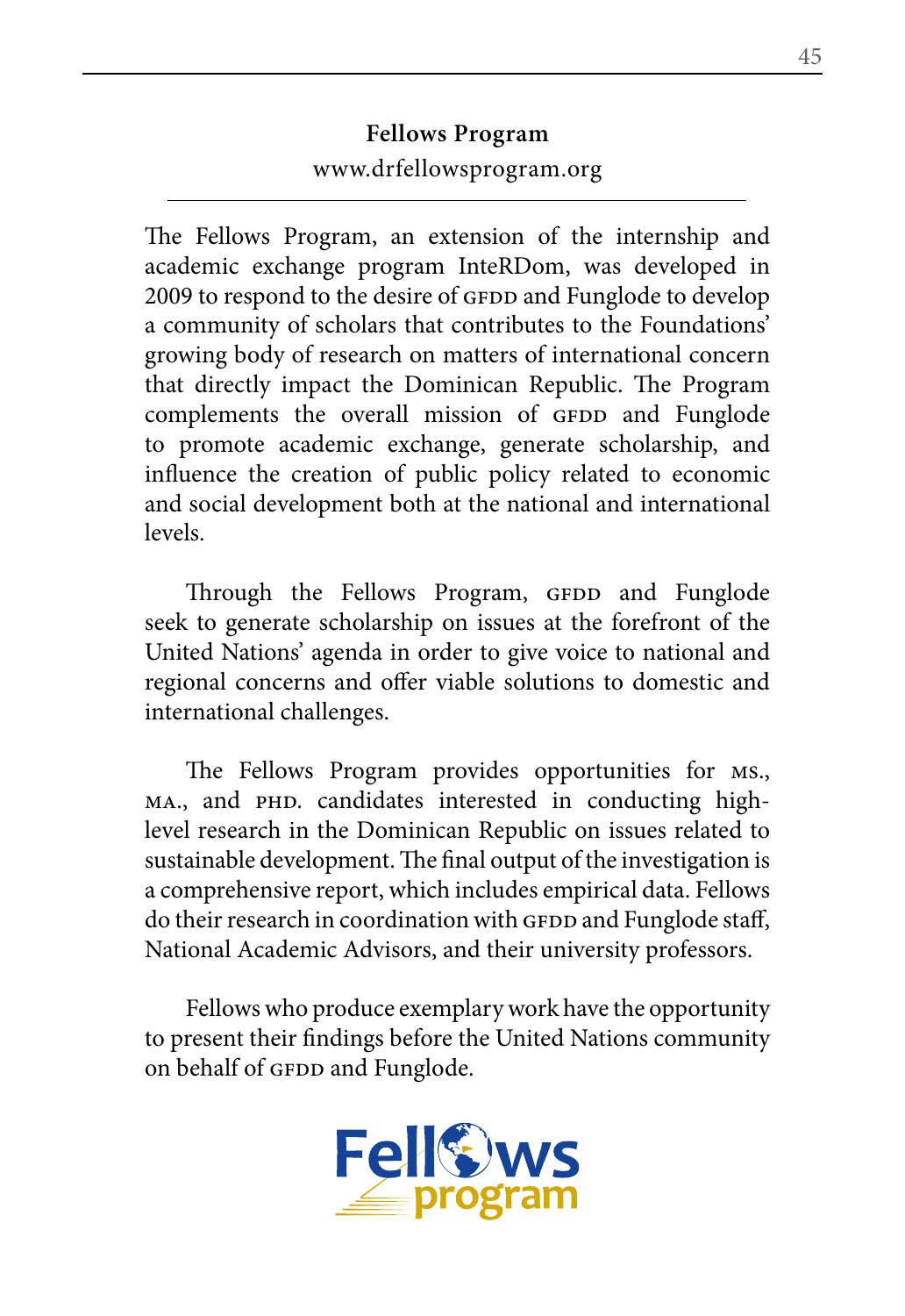## Fellows Program

www.drfellowsprogram.org

The Fellows Program, an extension of the internship and academic exchange program InteRDom, was developed in 2009 to respond to the desire of GFDD and Funglode to develop a community of scholars that contributes to the Foundations' growing body of research on matters of international concern that directly impact the Dominican Republic. The Program complements the overall mission of GFDD and Funglode to promote academic exchange, generate scholarship, and influence the creation of public policy related to economic and social development both at the national and international levels.

Through the Fellows Program, GFDD and Funglode seek to generate scholarship on issues at the forefront of the United Nations' agenda in order to give voice to national and regional concerns and offer viable solutions to domestic and international challenges.

The Fellows Program provides opportunities for MS., MA., and PHD. candidates interested in conducting high-level research in the Dominican Republic on issues related to sustainable development. The final output of the investigation is a comprehensive report, which includes empirical data. Fellows do their research in coordination with GFDD and Funglode staff, National Academic Advisors, and their university professors.

Fellows who produce exemplary work have the opportunity to present their findings before the United Nations community on behalf of GFDD and Funglode.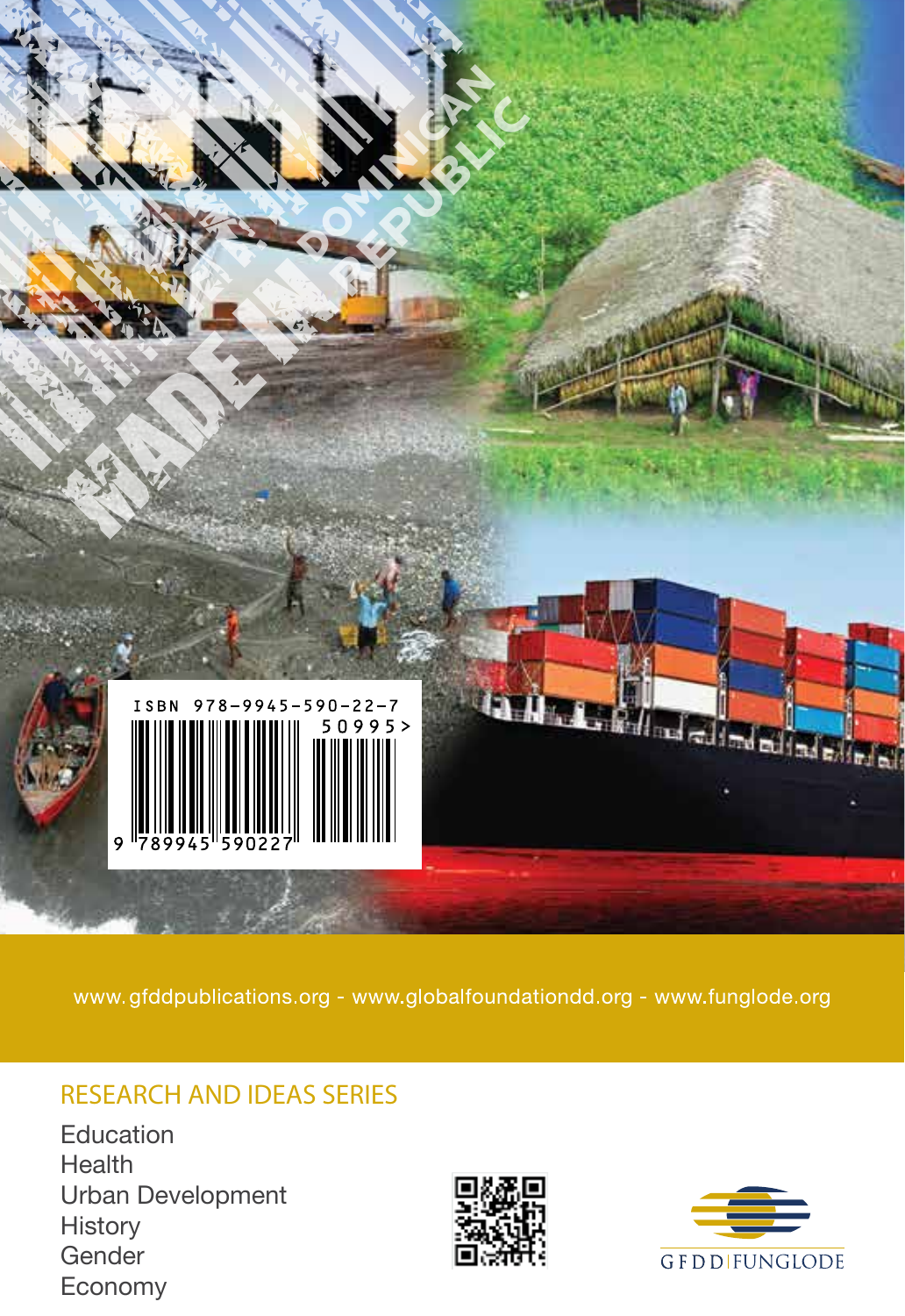MADE IN DOMINICAN REPUBLIC

ISBN 978-9945-590-22-7

www.gfddpublications.org - www.globalfoundationdd.org - www.funglode.org

## RESEARCH AND IDEAS SERIES

Education
Health
Urban Development
History
Gender
Economy

GFDD | FUNGLODE